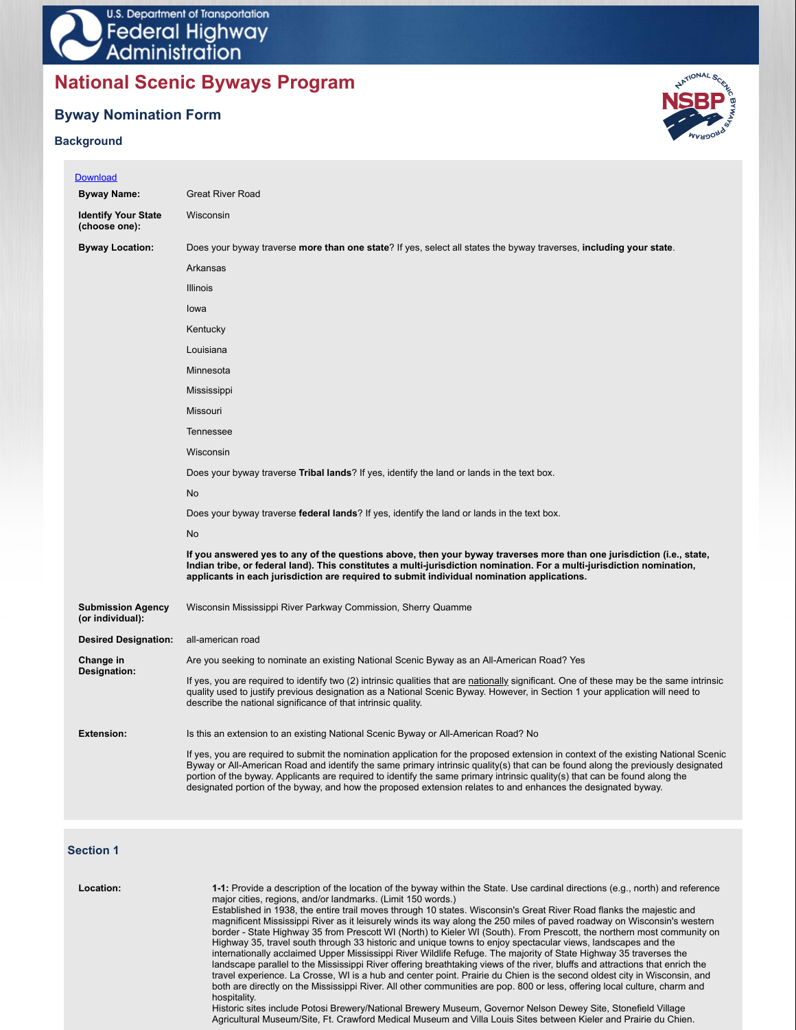U.S. Department of Transportation
Federal Highway Administration

# National Scenic Byways Program

## Byway Nomination Form

### Background

Download

**Byway Name:** Great River Road

**Identify Your State (choose one):** Wisconsin

**Byway Location:** Does your byway traverse **more than one state**? If yes, select all states the byway traverses, **including your state**.

Arkansas

Illinois

Iowa

Kentucky

Louisiana

Minnesota

Mississippi

Missouri

Tennessee

Wisconsin

Does your byway traverse **Tribal lands**? If yes, identify the land or lands in the text box.

No

Does your byway traverse **federal lands**? If yes, identify the land or lands in the text box.

No

**If you answered yes to any of the questions above, then your byway traverses more than one jurisdiction (i.e., state, Indian tribe, or federal land). This constitutes a multi-jurisdiction nomination. For a multi-jurisdiction nomination, applicants in each jurisdiction are required to submit individual nomination applications.**

**Submission Agency (or individual):** Wisconsin Mississippi River Parkway Commission, Sherry Quamme

**Desired Designation:** all-american road

**Change in Designation:** Are you seeking to nominate an existing National Scenic Byway as an All-American Road? Yes

If yes, you are required to identify two (2) intrinsic qualities that are nationally significant. One of these may be the same intrinsic quality used to justify previous designation as a National Scenic Byway. However, in Section 1 your application will need to describe the national significance of that intrinsic quality.

**Extension:** Is this an extension to an existing National Scenic Byway or All-American Road? No

If yes, you are required to submit the nomination application for the proposed extension in context of the existing National Scenic Byway or All-American Road and identify the same primary intrinsic quality(s) that can be found along the previously designated portion of the byway. Applicants are required to identify the same primary intrinsic quality(s) that can be found along the designated portion of the byway, and how the proposed extension relates to and enhances the designated byway.

### Section 1

**Location:**

**1-1:** Provide a description of the location of the byway within the State. Use cardinal directions (e.g., north) and reference major cities, regions, and/or landmarks. (Limit 150 words.)

Established in 1938, the entire trail moves through 10 states. Wisconsin's Great River Road flanks the majestic and magnificent Mississippi River as it leisurely winds its way along the 250 miles of paved roadway on Wisconsin's western border - State Highway 35 from Prescott WI (North) to Kieler WI (South). From Prescott, the northern most community on Highway 35, travel south through 33 historic and unique towns to enjoy spectacular views, landscapes and the internationally acclaimed Upper Mississippi River Wildlife Refuge. The majority of State Highway 35 traverses the landscape parallel to the Mississippi River offering breathtaking views of the river, bluffs and attractions that enrich the travel experience. La Crosse, WI is a hub and center point. Prairie du Chien is the second oldest city in Wisconsin, and both are directly on the Mississippi River. All other communities are pop. 800 or less, offering local culture, charm and hospitality.

Historic sites include Potosi Brewery/National Brewery Museum, Governor Nelson Dewey Site, Stonefield Village Agricultural Museum/Site, Ft. Crawford Medical Museum and Villa Louis Sites between Kieler and Prairie du Chien.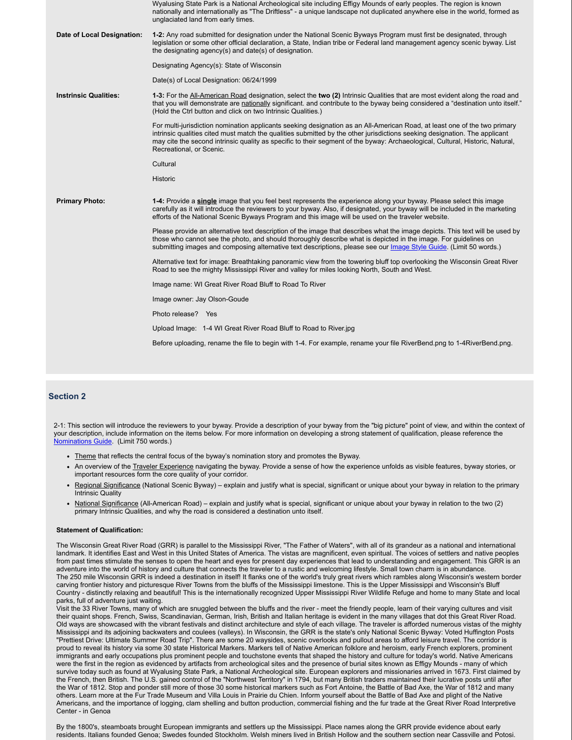Wyalusing State Park is a National Archeological site including Effigy Mounds of early peoples. The region is known nationally and internationally as "The Driftless" - a unique landscape not duplicated anywhere else in the world, formed as unglaciated land from early times.

**Date of Local Designation:**

**1-2:** Any road submitted for designation under the National Scenic Byways Program must first be designated, through legislation or some other official declaration, a State, Indian tribe or Federal land management agency scenic byway. List the designating agency(s) and date(s) of designation.

Designating Agency(s): State of Wisconsin

Date(s) of Local Designation: 06/24/1999

**Instrinsic Qualities:**

**1-3:** For the All-American Road designation, select the **two (2)** Intrinsic Qualities that are most evident along the road and that you will demonstrate are nationally significant. and contribute to the byway being considered a "destination unto itself." (Hold the Ctrl button and click on two Intrinsic Qualities.)

For multi-jurisdiction nomination applicants seeking designation as an All-American Road, at least one of the two primary intrinsic qualities cited must match the qualities submitted by the other jurisdictions seeking designation. The applicant may cite the second intrinsic quality as specific to their segment of the byway: Archaeological, Cultural, Historic, Natural, Recreational, or Scenic.

Cultural

Historic

**Primary Photo:**

**1-4:** Provide a **single** image that you feel best represents the experience along your byway. Please select this image carefully as it will introduce the reviewers to your byway. Also, if designated, your byway will be included in the marketing efforts of the National Scenic Byways Program and this image will be used on the traveler website.

Please provide an alternative text description of the image that describes what the image depicts. This text will be used by those who cannot see the photo, and should thoroughly describe what is depicted in the image. For guidelines on submitting images and composing alternative text descriptions, please see our Image Style Guide. (Limit 50 words.)

Alternative text for image: Breathtaking panoramic view from the towering bluff top overlooking the Wisconsin Great River Road to see the mighty Mississippi River and valley for miles looking North, South and West.

Image name: WI Great River Road Bluff to Road To River

Image owner: Jay Olson-Goude

Photo release? Yes

Upload Image: 1-4 WI Great River Road Bluff to Road to River.jpg

Before uploading, rename the file to begin with 1-4. For example, rename your file RiverBend.png to 1-4RiverBend.png.

## Section 2

2-1: This section will introduce the reviewers to your byway. Provide a description of your byway from the "big picture" point of view, and within the context of your description, include information on the items below. For more information on developing a strong statement of qualification, please reference the Nominations Guide. (Limit 750 words.)

- Theme that reflects the central focus of the byway's nomination story and promotes the Byway.
- An overview of the Traveler Experience navigating the byway. Provide a sense of how the experience unfolds as visible features, byway stories, or important resources form the core quality of your corridor.
- Regional Significance (National Scenic Byway) – explain and justify what is special, significant or unique about your byway in relation to the primary Intrinsic Quality
- National Significance (All-American Road) – explain and justify what is special, significant or unique about your byway in relation to the two (2) primary Intrinsic Qualities, and why the road is considered a destination unto itself.

**Statement of Qualification:**

The Wisconsin Great River Road (GRR) is parallel to the Mississippi River, "The Father of Waters", with all of its grandeur as a national and international landmark. It identifies East and West in this United States of America. The vistas are magnificent, even spiritual. The voices of settlers and native peoples from past times stimulate the senses to open the heart and eyes for present day experiences that lead to understanding and engagement. This GRR is an adventure into the world of history and culture that connects the traveler to a rustic and welcoming lifestyle. Small town charm is in abundance.
The 250 mile Wisconsin GRR is indeed a destination in itself! It flanks one of the world's truly great rivers which rambles along Wisconsin's western border carving frontier history and picturesque River Towns from the bluffs of the Mississippi limestone. This is the Upper Mississippi and Wisconsin's Bluff Country - distinctly relaxing and beautiful! This is the internationally recognized Upper Mississippi River Wildlife Refuge and home to many State and local parks, full of adventure just waiting.
Visit the 33 River Towns, many of which are snuggled between the bluffs and the river - meet the friendly people, learn of their varying cultures and visit their quaint shops. French, Swiss, Scandinavian, German, Irish, British and Italian heritage is evident in the many villages that dot this Great River Road. Old ways are showcased with the vibrant festivals and distinct architecture and style of each village. The traveler is afforded numerous vistas of the mighty Mississippi and its adjoining backwaters and coulees (valleys). In Wisconsin, the GRR is the state's only National Scenic Byway: Voted Huffington Posts "Prettiest Drive: Ultimate Summer Road Trip". There are some 20 waysides, scenic overlooks and pullout areas to afford leisure travel. The corridor is proud to reveal its history via some 30 state Historical Markers. Markers tell of Native American folklore and heroism, early French explorers, prominent immigrants and early occupations plus prominent people and touchstone events that shaped the history and culture for today's world. Native Americans were the first in the region as evidenced by artifacts from archeological sites and the presence of burial sites known as Effigy Mounds - many of which survive today such as found at Wyalusing State Park, a National Archeological site. European explorers and missionaries arrived in 1673. First claimed by the French, then British. The U.S. gained control of the "Northwest Territory" in 1794, but many British traders maintained their lucrative posts until after the War of 1812. Stop and ponder still more of those 30 some historical markers such as Fort Antoine, the Battle of Bad Axe, the War of 1812 and many others. Learn more at the Fur Trade Museum and Villa Louis in Prairie du Chien. Inform yourself about the Battle of Bad Axe and plight of the Native Americans, and the importance of logging, clam shelling and button production, commercial fishing and the fur trade at the Great River Road Interpretive Center - in Genoa

By the 1800's, steamboats brought European immigrants and settlers up the Mississippi. Place names along the GRR provide evidence about early residents. Italians founded Genoa; Swedes founded Stockholm. Welsh miners lived in British Hollow and the southern section near Cassville and Potosi.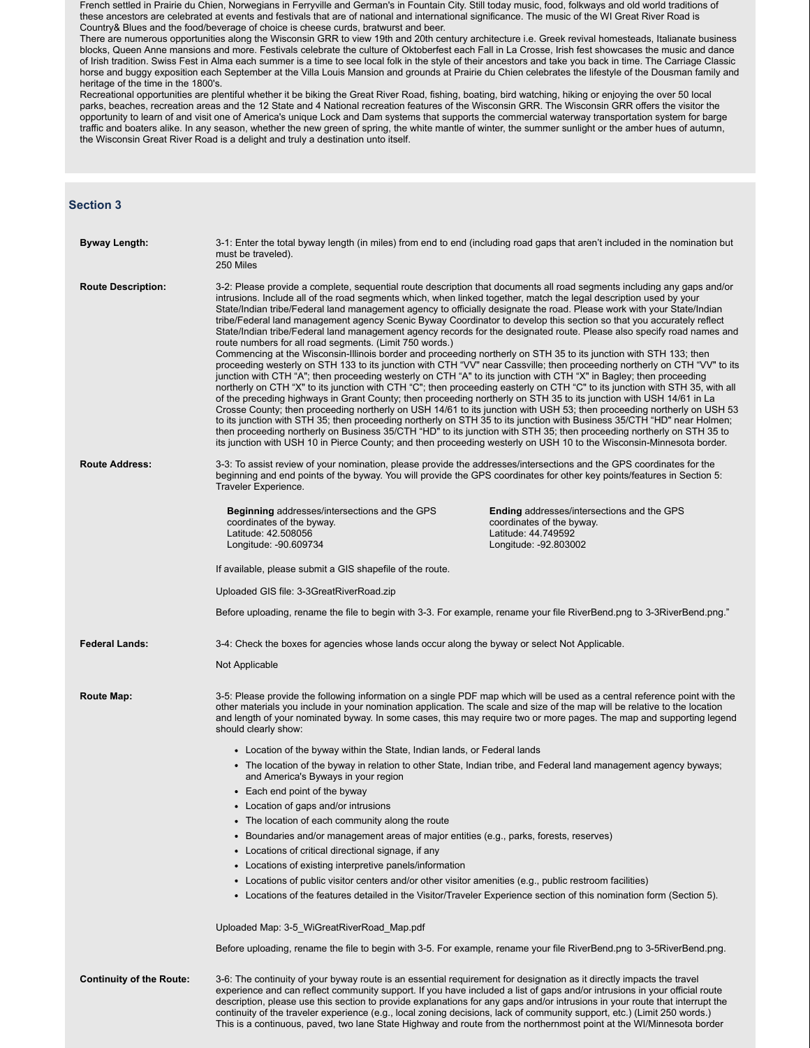French settled in Prairie du Chien, Norwegians in Ferryville and German's in Fountain City. Still today music, food, folkways and old world traditions of these ancestors are celebrated at events and festivals that are of national and international significance. The music of the WI Great River Road is Country& Blues and the food/beverage of choice is cheese curds, bratwurst and beer.

There are numerous opportunities along the Wisconsin GRR to view 19th and 20th century architecture i.e. Greek revival homesteads, Italianate business blocks, Queen Anne mansions and more. Festivals celebrate the culture of Oktoberfest each Fall in La Crosse, Irish fest showcases the music and dance of Irish tradition. Swiss Fest in Alma each summer is a time to see local folk in the style of their ancestors and take you back in time. The Carriage Classic horse and buggy exposition each September at the Villa Louis Mansion and grounds at Prairie du Chien celebrates the lifestyle of the Dousman family and heritage of the time in the 1800's.

Recreational opportunities are plentiful whether it be biking the Great River Road, fishing, boating, bird watching, hiking or enjoying the over 50 local parks, beaches, recreation areas and the 12 State and 4 National recreation features of the Wisconsin GRR. The Wisconsin GRR offers the visitor the opportunity to learn of and visit one of America's unique Lock and Dam systems that supports the commercial waterway transportation system for barge traffic and boaters alike. In any season, whether the new green of spring, the white mantle of winter, the summer sunlight or the amber hues of autumn, the Wisconsin Great River Road is a delight and truly a destination unto itself.

## Section 3

**Byway Length:**

3-1: Enter the total byway length (in miles) from end to end (including road gaps that aren't included in the nomination but must be traveled).
250 Miles

**Route Description:**

3-2: Please provide a complete, sequential route description that documents all road segments including any gaps and/or intrusions. Include all of the road segments which, when linked together, match the legal description used by your State/Indian tribe/Federal land management agency to officially designate the road. Please work with your State/Indian tribe/Federal land management agency Scenic Byway Coordinator to develop this section so that you accurately reflect State/Indian tribe/Federal land management agency records for the designated route. Please also specify road names and route numbers for all road segments. (Limit 750 words.)
Commencing at the Wisconsin-Illinois border and proceeding northerly on STH 35 to its junction with STH 133; then proceeding westerly on STH 133 to its junction with CTH "VV" near Cassville; then proceeding northerly on CTH "VV" to its junction with CTH "A"; then proceeding westerly on CTH "A" to its junction with CTH "X" in Bagley; then proceeding northerly on CTH "X" to its junction with CTH "C"; then proceeding easterly on CTH "C" to its junction with STH 35, with all of the preceding highways in Grant County; then proceeding northerly on STH 35 to its junction with USH 14/61 in La Crosse County; then proceeding northerly on USH 14/61 to its junction with USH 53; then proceeding northerly on USH 53 to its junction with STH 35; then proceeding northerly on STH 35 to its junction with Business 35/CTH "HD" near Holmen; then proceeding northerly on Business 35/CTH "HD" to its junction with STH 35; then proceeding northerly on STH 35 to its junction with USH 10 in Pierce County; and then proceeding westerly on USH 10 to the Wisconsin-Minnesota border.

**Route Address:**

3-3: To assist review of your nomination, please provide the addresses/intersections and the GPS coordinates for the beginning and end points of the byway. You will provide the GPS coordinates for other key points/features in Section 5: Traveler Experience.

**Beginning** addresses/intersections and the GPS coordinates of the byway.
Latitude: 42.508056
Longitude: -90.609734

**Ending** addresses/intersections and the GPS coordinates of the byway.
Latitude: 44.749592
Longitude: -92.803002

If available, please submit a GIS shapefile of the route.

Uploaded GIS file: 3-3GreatRiverRoad.zip

Before uploading, rename the file to begin with 3-3. For example, rename your file RiverBend.png to 3-3RiverBend.png."

**Federal Lands:**

3-4: Check the boxes for agencies whose lands occur along the byway or select Not Applicable.

Not Applicable

**Route Map:**

3-5: Please provide the following information on a single PDF map which will be used as a central reference point with the other materials you include in your nomination application. The scale and size of the map will be relative to the location and length of your nominated byway. In some cases, this may require two or more pages. The map and supporting legend should clearly show:

- Location of the byway within the State, Indian lands, or Federal lands
- The location of the byway in relation to other State, Indian tribe, and Federal land management agency byways; and America's Byways in your region
- Each end point of the byway
- Location of gaps and/or intrusions
- The location of each community along the route
- Boundaries and/or management areas of major entities (e.g., parks, forests, reserves)
- Locations of critical directional signage, if any
- Locations of existing interpretive panels/information
- Locations of public visitor centers and/or other visitor amenities (e.g., public restroom facilities)
- Locations of the features detailed in the Visitor/Traveler Experience section of this nomination form (Section 5).

Uploaded Map: 3-5_WiGreatRiverRoad_Map.pdf

Before uploading, rename the file to begin with 3-5. For example, rename your file RiverBend.png to 3-5RiverBend.png.

**Continuity of the Route:**

3-6: The continuity of your byway route is an essential requirement for designation as it directly impacts the travel experience and can reflect community support. If you have included a list of gaps and/or intrusions in your official route description, please use this section to provide explanations for any gaps and/or intrusions in your route that interrupt the continuity of the traveler experience (e.g., local zoning decisions, lack of community support, etc.) (Limit 250 words.)
This is a continuous, paved, two lane State Highway and route from the northernmost point at the WI/Minnesota border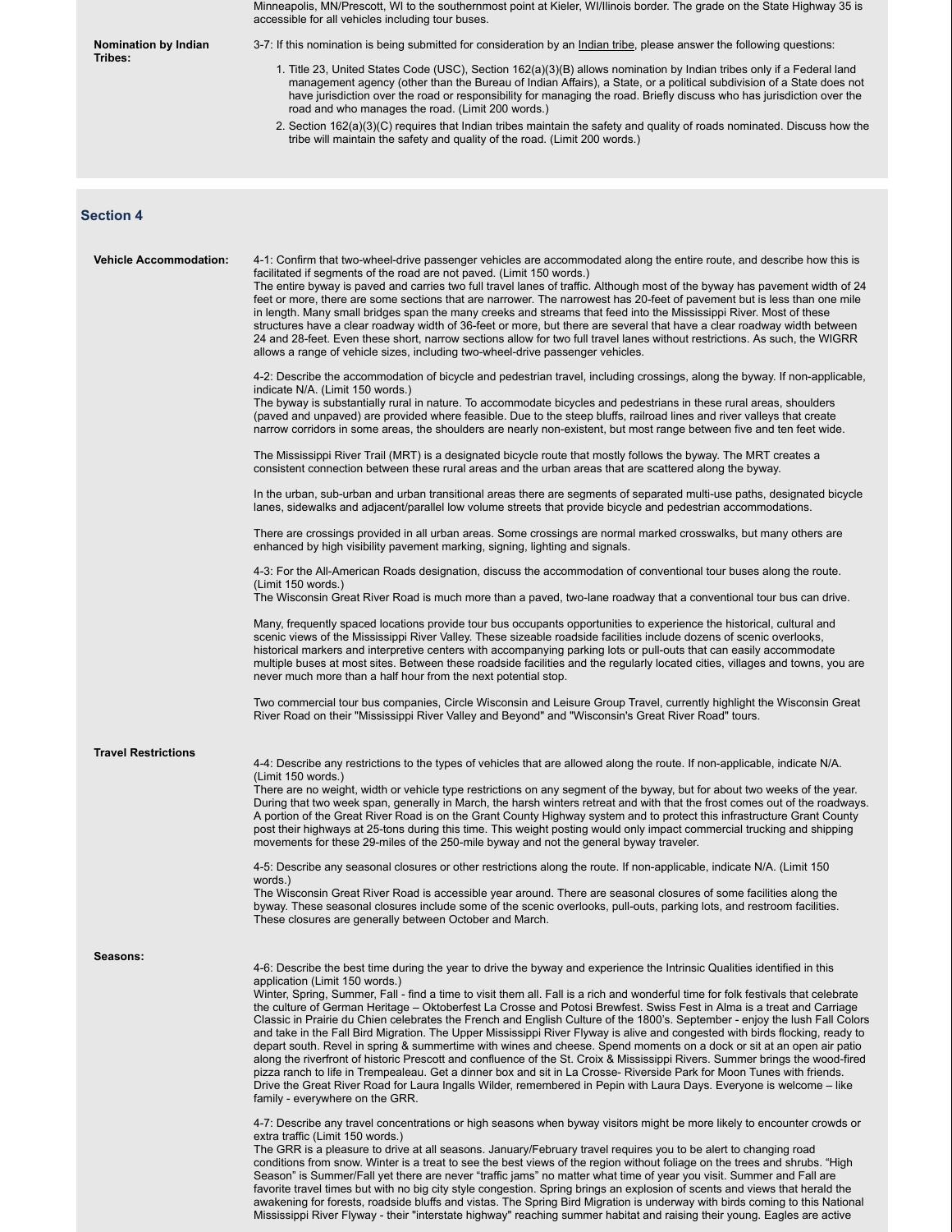Minneapolis, MN/Prescott, WI to the southernmost point at Kieler, WI/Illinois border. The grade on the State Highway 35 is accessible for all vehicles including tour buses.

**Nomination by Indian Tribes:**

3-7: If this nomination is being submitted for consideration by an Indian tribe, please answer the following questions:

1. Title 23, United States Code (USC), Section 162(a)(3)(B) allows nomination by Indian tribes only if a Federal land management agency (other than the Bureau of Indian Affairs), a State, or a political subdivision of a State does not have jurisdiction over the road or responsibility for managing the road. Briefly discuss who has jurisdiction over the road and who manages the road. (Limit 200 words.)
2. Section 162(a)(3)(C) requires that Indian tribes maintain the safety and quality of roads nominated. Discuss how the tribe will maintain the safety and quality of the road. (Limit 200 words.)

## Section 4

**Vehicle Accommodation:**

4-1: Confirm that two-wheel-drive passenger vehicles are accommodated along the entire route, and describe how this is facilitated if segments of the road are not paved. (Limit 150 words.)
The entire byway is paved and carries two full travel lanes of traffic. Although most of the byway has pavement width of 24 feet or more, there are some sections that are narrower. The narrowest has 20-feet of pavement but is less than one mile in length. Many small bridges span the many creeks and streams that feed into the Mississippi River. Most of these structures have a clear roadway width of 36-feet or more, but there are several that have a clear roadway width between 24 and 28-feet. Even these short, narrow sections allow for two full travel lanes without restrictions. As such, the WIGRR allows a range of vehicle sizes, including two-wheel-drive passenger vehicles.

4-2: Describe the accommodation of bicycle and pedestrian travel, including crossings, along the byway. If non-applicable, indicate N/A. (Limit 150 words.)
The byway is substantially rural in nature. To accommodate bicycles and pedestrians in these rural areas, shoulders (paved and unpaved) are provided where feasible. Due to the steep bluffs, railroad lines and river valleys that create narrow corridors in some areas, the shoulders are nearly non-existent, but most range between five and ten feet wide.

The Mississippi River Trail (MRT) is a designated bicycle route that mostly follows the byway. The MRT creates a consistent connection between these rural areas and the urban areas that are scattered along the byway.

In the urban, sub-urban and urban transitional areas there are segments of separated multi-use paths, designated bicycle lanes, sidewalks and adjacent/parallel low volume streets that provide bicycle and pedestrian accommodations.

There are crossings provided in all urban areas. Some crossings are normal marked crosswalks, but many others are enhanced by high visibility pavement marking, signing, lighting and signals.

4-3: For the All-American Roads designation, discuss the accommodation of conventional tour buses along the route. (Limit 150 words.)
The Wisconsin Great River Road is much more than a paved, two-lane roadway that a conventional tour bus can drive.

Many, frequently spaced locations provide tour bus occupants opportunities to experience the historical, cultural and scenic views of the Mississippi River Valley. These sizeable roadside facilities include dozens of scenic overlooks, historical markers and interpretive centers with accompanying parking lots or pull-outs that can easily accommodate multiple buses at most sites. Between these roadside facilities and the regularly located cities, villages and towns, you are never much more than a half hour from the next potential stop.

Two commercial tour bus companies, Circle Wisconsin and Leisure Group Travel, currently highlight the Wisconsin Great River Road on their "Mississippi River Valley and Beyond" and "Wisconsin's Great River Road" tours.

**Travel Restrictions**

4-4: Describe any restrictions to the types of vehicles that are allowed along the route. If non-applicable, indicate N/A. (Limit 150 words.)
There are no weight, width or vehicle type restrictions on any segment of the byway, but for about two weeks of the year. During that two week span, generally in March, the harsh winters retreat and with that the frost comes out of the roadways. A portion of the Great River Road is on the Grant County Highway system and to protect this infrastructure Grant County post their highways at 25-tons during this time. This weight posting would only impact commercial trucking and shipping movements for these 29-miles of the 250-mile byway and not the general byway traveler.

4-5: Describe any seasonal closures or other restrictions along the route. If non-applicable, indicate N/A. (Limit 150 words.)
The Wisconsin Great River Road is accessible year around. There are seasonal closures of some facilities along the byway. These seasonal closures include some of the scenic overlooks, pull-outs, parking lots, and restroom facilities. These closures are generally between October and March.

**Seasons:**

4-6: Describe the best time during the year to drive the byway and experience the Intrinsic Qualities identified in this application (Limit 150 words.)
Winter, Spring, Summer, Fall - find a time to visit them all. Fall is a rich and wonderful time for folk festivals that celebrate the culture of German Heritage – Oktoberfest La Crosse and Potosi Brewfest. Swiss Fest in Alma is a treat and Carriage Classic in Prairie du Chien celebrates the French and English Culture of the 1800's. September - enjoy the lush Fall Colors and take in the Fall Bird Migration. The Upper Mississippi River Flyway is alive and congested with birds flocking, ready to depart south. Revel in spring & summertime with wines and cheese. Spend moments on a dock or sit at an open air patio along the riverfront of historic Prescott and confluence of the St. Croix & Mississippi Rivers. Summer brings the wood-fired pizza ranch to life in Trempealeau. Get a dinner box and sit in La Crosse- Riverside Park for Moon Tunes with friends. Drive the Great River Road for Laura Ingalls Wilder, remembered in Pepin with Laura Days. Everyone is welcome – like family - everywhere on the GRR.

4-7: Describe any travel concentrations or high seasons when byway visitors might be more likely to encounter crowds or extra traffic (Limit 150 words.)
The GRR is a pleasure to drive at all seasons. January/February travel requires you to be alert to changing road conditions from snow. Winter is a treat to see the best views of the region without foliage on the trees and shrubs. "High Season" is Summer/Fall yet there are never "traffic jams" no matter what time of year you visit. Summer and Fall are favorite travel times but with no big city style congestion. Spring brings an explosion of scents and views that herald the awakening for forests, roadside bluffs and vistas. The Spring Bird Migration is underway with birds coming to this National Mississippi River Flyway - their "interstate highway" reaching summer habitat and raising their young. Eagles are active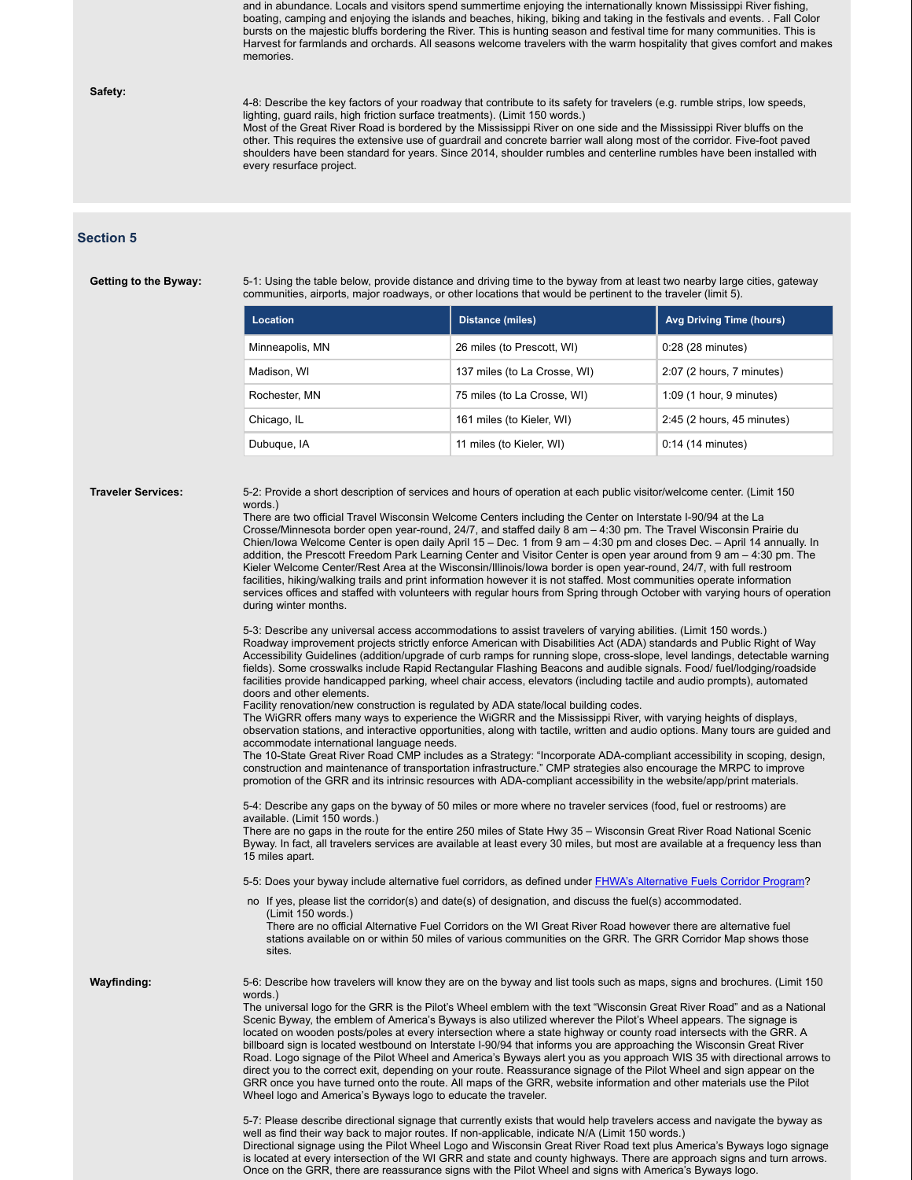and in abundance. Locals and visitors spend summertime enjoying the internationally known Mississippi River fishing, boating, camping and enjoying the islands and beaches, hiking, biking and taking in the festivals and events. . Fall Color bursts on the majestic bluffs bordering the River. This is hunting season and festival time for many communities. This is Harvest for farmlands and orchards. All seasons welcome travelers with the warm hospitality that gives comfort and makes memories.

**Safety:**

4-8: Describe the key factors of your roadway that contribute to its safety for travelers (e.g. rumble strips, low speeds, lighting, guard rails, high friction surface treatments). (Limit 150 words.)
Most of the Great River Road is bordered by the Mississippi River on one side and the Mississippi River bluffs on the other. This requires the extensive use of guardrail and concrete barrier wall along most of the corridor. Five-foot paved shoulders have been standard for years. Since 2014, shoulder rumbles and centerline rumbles have been installed with every resurface project.

## Section 5

**Getting to the Byway:**

5-1: Using the table below, provide distance and driving time to the byway from at least two nearby large cities, gateway communities, airports, major roadways, or other locations that would be pertinent to the traveler (limit 5).

| Location | Distance (miles) | Avg Driving Time (hours) |
|---|---|---|
| Minneapolis, MN | 26 miles (to Prescott, WI) | 0:28 (28 minutes) |
| Madison, WI | 137 miles (to La Crosse, WI) | 2:07 (2 hours, 7 minutes) |
| Rochester, MN | 75 miles (to La Crosse, WI) | 1:09 (1 hour, 9 minutes) |
| Chicago, IL | 161 miles (to Kieler, WI) | 2:45 (2 hours, 45 minutes) |
| Dubuque, IA | 11 miles (to Kieler, WI) | 0:14 (14 minutes) |

**Traveler Services:**

5-2: Provide a short description of services and hours of operation at each public visitor/welcome center. (Limit 150 words.)
There are two official Travel Wisconsin Welcome Centers including the Center on Interstate I-90/94 at the La Crosse/Minnesota border open year-round, 24/7, and staffed daily 8 am – 4:30 pm. The Travel Wisconsin Prairie du Chien/Iowa Welcome Center is open daily April 15 – Dec. 1 from 9 am – 4:30 pm and closes Dec. – April 14 annually. In addition, the Prescott Freedom Park Learning Center and Visitor Center is open year around from 9 am – 4:30 pm. The Kieler Welcome Center/Rest Area at the Wisconsin/Illinois/Iowa border is open year-round, 24/7, with full restroom facilities, hiking/walking trails and print information however it is not staffed. Most communities operate information services offices and staffed with volunteers with regular hours from Spring through October with varying hours of operation during winter months.

5-3: Describe any universal access accommodations to assist travelers of varying abilities. (Limit 150 words.)
Roadway improvement projects strictly enforce American with Disabilities Act (ADA) standards and Public Right of Way Accessibility Guidelines (addition/upgrade of curb ramps for running slope, cross-slope, level landings, detectable warning fields). Some crosswalks include Rapid Rectangular Flashing Beacons and audible signals. Food/ fuel/lodging/roadside facilities provide handicapped parking, wheel chair access, elevators (including tactile and audio prompts), automated doors and other elements.
Facility renovation/new construction is regulated by ADA state/local building codes.
The WiGRR offers many ways to experience the WiGRR and the Mississippi River, with varying heights of displays, observation stations, and interactive opportunities, along with tactile, written and audio options. Many tours are guided and accommodate international language needs.
The 10-State Great River Road CMP includes as a Strategy: "Incorporate ADA-compliant accessibility in scoping, design, construction and maintenance of transportation infrastructure." CMP strategies also encourage the MRPC to improve promotion of the GRR and its intrinsic resources with ADA-compliant accessibility in the website/app/print materials.

5-4: Describe any gaps on the byway of 50 miles or more where no traveler services (food, fuel or restrooms) are available. (Limit 150 words.)
There are no gaps in the route for the entire 250 miles of State Hwy 35 – Wisconsin Great River Road National Scenic Byway. In fact, all travelers services are available at least every 30 miles, but most are available at a frequency less than 15 miles apart.

5-5: Does your byway include alternative fuel corridors, as defined under FHWA's Alternative Fuels Corridor Program?

no If yes, please list the corridor(s) and date(s) of designation, and discuss the fuel(s) accommodated. (Limit 150 words.)
There are no official Alternative Fuel Corridors on the WI Great River Road however there are alternative fuel stations available on or within 50 miles of various communities on the GRR. The GRR Corridor Map shows those sites.

**Wayfinding:**

5-6: Describe how travelers will know they are on the byway and list tools such as maps, signs and brochures. (Limit 150 words.)
The universal logo for the GRR is the Pilot's Wheel emblem with the text "Wisconsin Great River Road" and as a National Scenic Byway, the emblem of America's Byways is also utilized wherever the Pilot's Wheel appears. The signage is located on wooden posts/poles at every intersection where a state highway or county road intersects with the GRR. A billboard sign is located westbound on Interstate I-90/94 that informs you are approaching the Wisconsin Great River Road. Logo signage of the Pilot Wheel and America's Byways alert you as you approach WIS 35 with directional arrows to direct you to the correct exit, depending on your route. Reassurance signage of the Pilot Wheel and sign appear on the GRR once you have turned onto the route. All maps of the GRR, website information and other materials use the Pilot Wheel logo and America's Byways logo to educate the traveler.

5-7: Please describe directional signage that currently exists that would help travelers access and navigate the byway as well as find their way back to major routes. If non-applicable, indicate N/A (Limit 150 words.)
Directional signage using the Pilot Wheel Logo and Wisconsin Great River Road text plus America's Byways logo signage is located at every intersection of the WI GRR and state and county highways. There are approach signs and turn arrows. Once on the GRR, there are reassurance signs with the Pilot Wheel and signs with America's Byways logo.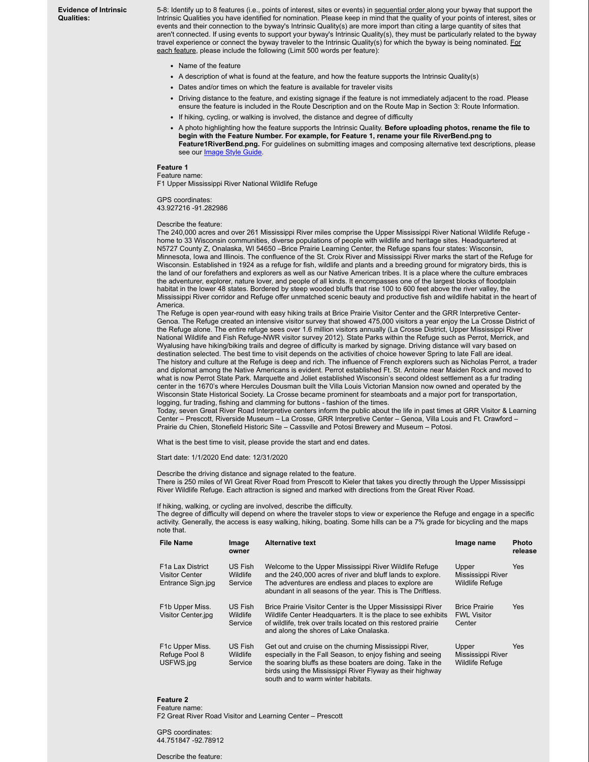**Evidence of Intrinsic Qualities:**

5-8: Identify up to 8 features (i.e., points of interest, sites or events) in sequential order along your byway that support the Intrinsic Qualities you have identified for nomination. Please keep in mind that the quality of your points of interest, sites or events and their connection to the byway's Intrinsic Quality(s) are more import than citing a large quantity of sites that aren't connected. If using events to support your byway's Intrinsic Quality(s), they must be particularly related to the byway travel experience or connect the byway traveler to the Intrinsic Quality(s) for which the byway is being nominated. For each feature, please include the following (Limit 500 words per feature):

- Name of the feature
- A description of what is found at the feature, and how the feature supports the Intrinsic Quality(s)
- Dates and/or times on which the feature is available for traveler visits
- Driving distance to the feature, and existing signage if the feature is not immediately adjacent to the road. Please ensure the feature is included in the Route Description and on the Route Map in Section 3: Route Information.
- If hiking, cycling, or walking is involved, the distance and degree of difficulty
- A photo highlighting how the feature supports the Intrinsic Quality. **Before uploading photos, rename the file to begin with the Feature Number. For example, for Feature 1, rename your file RiverBend.png to Feature1RiverBend.png.** For guidelines on submitting images and composing alternative text descriptions, please see our Image Style Guide.

**Feature 1**

Feature name:
F1 Upper Mississippi River National Wildlife Refuge

GPS coordinates:
43.927216 -91.282986

Describe the feature:
The 240,000 acres and over 261 Mississippi River miles comprise the Upper Mississippi River National Wildlife Refuge - home to 33 Wisconsin communities, diverse populations of people with wildlife and heritage sites. Headquartered at N5727 County Z, Onalaska, WI 54650 –Brice Prairie Learning Center, the Refuge spans four states: Wisconsin, Minnesota, Iowa and Illinois. The confluence of the St. Croix River and Mississippi River marks the start of the Refuge for Wisconsin. Established in 1924 as a refuge for fish, wildlife and plants and a breeding ground for migratory birds, this is the land of our forefathers and explorers as well as our Native American tribes. It is a place where the culture embraces the adventurer, explorer, nature lover, and people of all kinds. It encompasses one of the largest blocks of floodplain habitat in the lower 48 states. Bordered by steep wooded bluffs that rise 100 to 600 feet above the river valley, the Mississippi River corridor and Refuge offer unmatched scenic beauty and productive fish and wildlife habitat in the heart of America.
The Refuge is open year-round with easy hiking trails at Brice Prairie Visitor Center and the GRR Interpretive Center-Genoa. The Refuge created an intensive visitor survey that showed 475,000 visitors a year enjoy the La Crosse District of the Refuge alone. The entire refuge sees over 1.6 million visitors annually (La Crosse District, Upper Mississippi River National Wildlife and Fish Refuge-NWR visitor survey 2012). State Parks within the Refuge such as Perrot, Merrick, and Wyalusing have hiking/biking trails and degree of difficulty is marked by signage. Driving distance will vary based on destination selected. The best time to visit depends on the activities of choice however Spring to late Fall are ideal.
The history and culture at the Refuge is deep and rich. The influence of French explorers such as Nicholas Perrot, a trader and diplomat among the Native Americans is evident. Perrot established Ft. St. Antoine near Maiden Rock and moved to what is now Perrot State Park. Marquette and Joliet established Wisconsin's second oldest settlement as a fur trading center in the 1670's where Hercules Dousman built the Villa Louis Victorian Mansion now owned and operated by the Wisconsin State Historical Society. La Crosse became prominent for steamboats and a major port for transportation, logging, fur trading, fishing and clamming for buttons - fashion of the times.
Today, seven Great River Road Interpretive centers inform the public about the life in past times at GRR Visitor & Learning Center – Prescott, Riverside Museum – La Crosse, GRR Interpretive Center – Genoa, Villa Louis and Ft. Crawford – Prairie du Chien, Stonefield Historic Site – Cassville and Potosi Brewery and Museum – Potosi.

What is the best time to visit, please provide the start and end dates.

Start date: 1/1/2020 End date: 12/31/2020

Describe the driving distance and signage related to the feature.
There is 250 miles of WI Great River Road from Prescott to Kieler that takes you directly through the Upper Mississippi River Wildlife Refuge. Each attraction is signed and marked with directions from the Great River Road.

If hiking, walking, or cycling are involved, describe the difficulty.
The degree of difficulty will depend on where the traveler stops to view or experience the Refuge and engage in a specific activity. Generally, the access is easy walking, hiking, boating. Some hills can be a 7% grade for bicycling and the maps note that.

| File Name | Image owner | Alternative text | Image name | Photo release |
|---|---|---|---|---|
| F1a Lax District Visitor Center Entrance Sign.jpg | US Fish Wildlife Service | Welcome to the Upper Mississippi River Wildlife Refuge and the 240,000 acres of river and bluff lands to explore. The adventures are endless and places to explore are abundant in all seasons of the year. This is The Driftless. | Upper Mississippi River Wildlife Refuge | Yes |
| F1b Upper Miss. Visitor Center.jpg | US Fish Wildlife Service | Brice Prairie Visitor Center is the Upper Mississippi River Wildlife Center Headquarters. It is the place to see exhibits of wildlife, trek over trails located on this restored prairie and along the shores of Lake Onalaska. | Brice Prairie FWL Visitor Center | Yes |
| F1c Upper Miss. Refuge Pool 8 USFWS.jpg | US Fish Wildlife Service | Get out and cruise on the churning Mississippi River, especially in the Fall Season, to enjoy fishing and seeing the soaring bluffs as these boaters are doing. Take in the birds using the Mississippi River Flyway as their highway south and to warm winter habitats. | Upper Mississippi River Wildlife Refuge | Yes |

**Feature 2**

Feature name:
F2 Great River Road Visitor and Learning Center – Prescott

GPS coordinates:
44.751847 -92.78912

Describe the feature: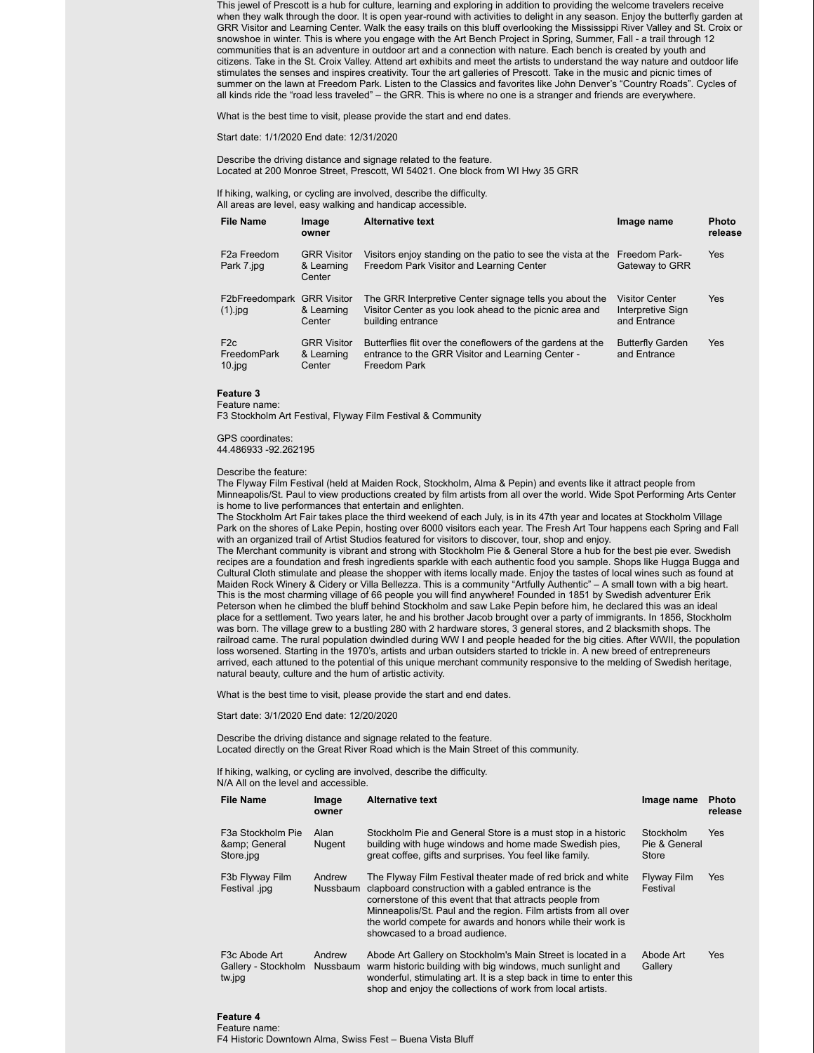This jewel of Prescott is a hub for culture, learning and exploring in addition to providing the welcome travelers receive when they walk through the door. It is open year-round with activities to delight in any season. Enjoy the butterfly garden at GRR Visitor and Learning Center. Walk the easy trails on this bluff overlooking the Mississippi River Valley and St. Croix or snowshoe in winter. This is where you engage with the Art Bench Project in Spring, Summer, Fall - a trail through 12 communities that is an adventure in outdoor art and a connection with nature. Each bench is created by youth and citizens. Take in the St. Croix Valley. Attend art exhibits and meet the artists to understand the way nature and outdoor life stimulates the senses and inspires creativity. Tour the art galleries of Prescott. Take in the music and picnic times of summer on the lawn at Freedom Park. Listen to the Classics and favorites like John Denver's "Country Roads". Cycles of all kinds ride the "road less traveled" – the GRR. This is where no one is a stranger and friends are everywhere.

What is the best time to visit, please provide the start and end dates.

Start date: 1/1/2020 End date: 12/31/2020

Describe the driving distance and signage related to the feature.
Located at 200 Monroe Street, Prescott, WI 54021. One block from WI Hwy 35 GRR

If hiking, walking, or cycling are involved, describe the difficulty.
All areas are level, easy walking and handicap accessible.

| File Name | Image owner | Alternative text | Image name | Photo release |
|---|---|---|---|---|
| F2a Freedom Park 7.jpg | GRR Visitor & Learning Center | Visitors enjoy standing on the patio to see the vista at the Freedom Park Visitor and Learning Center | Freedom Park- Gateway to GRR | Yes |
| F2bFreedompark (1).jpg | GRR Visitor & Learning Center | The GRR Interpretive Center signage tells you about the Visitor Center as you look ahead to the picnic area and building entrance | Visitor Center Interpretive Sign and Entrance | Yes |
| F2c FreedomPark 10.jpg | GRR Visitor & Learning Center | Butterflies flit over the coneflowers of the gardens at the entrance to the GRR Visitor and Learning Center - Freedom Park | Butterfly Garden and Entrance | Yes |

**Feature 3**
Feature name:
F3 Stockholm Art Festival, Flyway Film Festival & Community

GPS coordinates:
44.486933 -92.262195

Describe the feature:
The Flyway Film Festival (held at Maiden Rock, Stockholm, Alma & Pepin) and events like it attract people from Minneapolis/St. Paul to view productions created by film artists from all over the world. Wide Spot Performing Arts Center is home to live performances that entertain and enlighten.
The Stockholm Art Fair takes place the third weekend of each July, is in its 47th year and locates at Stockholm Village Park on the shores of Lake Pepin, hosting over 6000 visitors each year. The Fresh Art Tour happens each Spring and Fall with an organized trail of Artist Studios featured for visitors to discover, tour, shop and enjoy.
The Merchant community is vibrant and strong with Stockholm Pie & General Store a hub for the best pie ever. Swedish recipes are a foundation and fresh ingredients sparkle with each authentic food you sample. Shops like Hugga Bugga and Cultural Cloth stimulate and please the shopper with items locally made. Enjoy the tastes of local wines such as found at Maiden Rock Winery & Cidery or Villa Bellezza. This is a community "Artfully Authentic" – A small town with a big heart. This is the most charming village of 66 people you will find anywhere! Founded in 1851 by Swedish adventurer Erik Peterson when he climbed the bluff behind Stockholm and saw Lake Pepin before him, he declared this was an ideal place for a settlement. Two years later, he and his brother Jacob brought over a party of immigrants. In 1856, Stockholm was born. The village grew to a bustling 280 with 2 hardware stores, 3 general stores, and 2 blacksmith shops. The railroad came. The rural population dwindled during WW I and people headed for the big cities. After WWII, the population loss worsened. Starting in the 1970's, artists and urban outsiders started to trickle in. A new breed of entrepreneurs arrived, each attuned to the potential of this unique merchant community responsive to the melding of Swedish heritage, natural beauty, culture and the hum of artistic activity.

What is the best time to visit, please provide the start and end dates.

Start date: 3/1/2020 End date: 12/20/2020

Describe the driving distance and signage related to the feature.
Located directly on the Great River Road which is the Main Street of this community.

If hiking, walking, or cycling are involved, describe the difficulty.
N/A All on the level and accessible.

| File Name | Image owner | Alternative text | Image name | Photo release |
|---|---|---|---|---|
| F3a Stockholm Pie &amp; General Store.jpg | Alan Nugent | Stockholm Pie and General Store is a must stop in a historic building with huge windows and home made Swedish pies, great coffee, gifts and surprises. You feel like family. | Stockholm Pie & General Store | Yes |
| F3b Flyway Film Festival .jpg | Andrew Nussbaum | The Flyway Film Festival theater made of red brick and white clapboard construction with a gabled entrance is the cornerstone of this event that that attracts people from Minneapolis/St. Paul and the region. Film artists from all over the world compete for awards and honors while their work is showcased to a broad audience. | Flyway Film Festival | Yes |
| F3c Abode Art Gallery - Stockholm tw.jpg | Andrew Nussbaum | Abode Art Gallery on Stockholm's Main Street is located in a warm historic building with big windows, much sunlight and wonderful, stimulating art. It is a step back in time to enter this shop and enjoy the collections of work from local artists. | Abode Art Gallery | Yes |

**Feature 4**
Feature name:
F4 Historic Downtown Alma, Swiss Fest – Buena Vista Bluff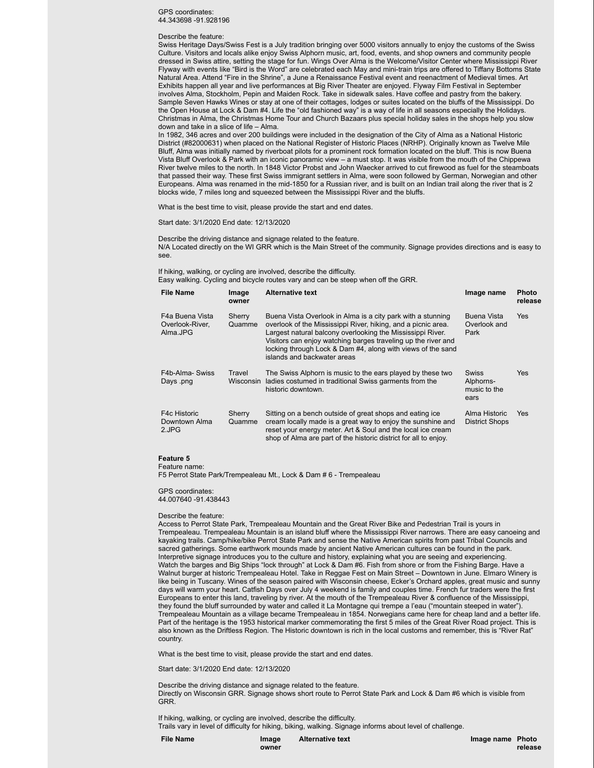GPS coordinates:
44.343698 -91.928196

Describe the feature:
Swiss Heritage Days/Swiss Fest is a July tradition bringing over 5000 visitors annually to enjoy the customs of the Swiss Culture. Visitors and locals alike enjoy Swiss Alphorn music, art, food, events, and shop owners and community people dressed in Swiss attire, setting the stage for fun. Wings Over Alma is the Welcome/Visitor Center where Mississippi River Flyway with events like "Bird is the Word" are celebrated each May and mini-train trips are offered to Tiffany Bottoms State Natural Area. Attend "Fire in the Shrine", a June a Renaissance Festival event and reenactment of Medieval times. Art Exhibits happen all year and live performances at Big River Theater are enjoyed. Flyway Film Festival in September involves Alma, Stockholm, Pepin and Maiden Rock. Take in sidewalk sales. Have coffee and pastry from the bakery. Sample Seven Hawks Wines or stay at one of their cottages, lodges or suites located on the bluffs of the Mississippi. Do the Open House at Lock & Dam #4. Life the "old fashioned way" is a way of life in all seasons especially the Holidays. Christmas in Alma, the Christmas Home Tour and Church Bazaars plus special holiday sales in the shops help you slow down and take in a slice of life – Alma.
In 1982, 346 acres and over 200 buildings were included in the designation of the City of Alma as a National Historic District (#82000631) when placed on the National Register of Historic Places (NRHP). Originally known as Twelve Mile Bluff, Alma was initially named by riverboat pilots for a prominent rock formation located on the bluff. This is now Buena Vista Bluff Overlook & Park with an iconic panoramic view – a must stop. It was visible from the mouth of the Chippewa River twelve miles to the north. In 1848 Victor Probst and John Waecker arrived to cut firewood as fuel for the steamboats that passed their way. These first Swiss immigrant settlers in Alma, were soon followed by German, Norwegian and other Europeans. Alma was renamed in the mid-1850 for a Russian river, and is built on an Indian trail along the river that is 2 blocks wide, 7 miles long and squeezed between the Mississippi River and the bluffs.

What is the best time to visit, please provide the start and end dates.

Start date: 3/1/2020 End date: 12/13/2020

Describe the driving distance and signage related to the feature.
N/A Located directly on the WI GRR which is the Main Street of the community. Signage provides directions and is easy to see.

If hiking, walking, or cycling are involved, describe the difficulty.
Easy walking. Cycling and bicycle routes vary and can be steep when off the GRR.

| File Name | Image owner | Alternative text | Image name | Photo release |
|---|---|---|---|---|
| F4a Buena Vista Overlook-River, Alma.JPG | Sherry Quamme | Buena Vista Overlook in Alma is a city park with a stunning overlook of the Mississippi River, hiking, and a picnic area. Largest natural balcony overlooking the Mississippi River. Visitors can enjoy watching barges traveling up the river and locking through Lock & Dam #4, along with views of the sand islands and backwater areas | Buena Vista Overlook and Park | Yes |
| F4b-Alma- Swiss Days .png | Travel Wisconsin | The Swiss Alphorn is music to the ears played by these two ladies costumed in traditional Swiss garments from the historic downtown. | Swiss Alphorns- music to the ears | Yes |
| F4c Historic Downtown Alma 2.JPG | Sherry Quamme | Sitting on a bench outside of great shops and eating ice cream locally made is a great way to enjoy the sunshine and reset your energy meter. Art & Soul and the local ice cream shop of Alma are part of the historic district for all to enjoy. | Alma Historic District Shops | Yes |

**Feature 5**
Feature name:
F5 Perrot State Park/Trempealeau Mt., Lock & Dam # 6 - Trempealeau

GPS coordinates:
44.007640 -91.438443

Describe the feature:
Access to Perrot State Park, Trempealeau Mountain and the Great River Bike and Pedestrian Trail is yours in Trempealeau. Trempealeau Mountain is an island bluff where the Mississippi River narrows. There are easy canoeing and kayaking trails. Camp/hike/bike Perrot State Park and sense the Native American spirits from past Tribal Councils and sacred gatherings. Some earthwork mounds made by ancient Native American cultures can be found in the park. Interpretive signage introduces you to the culture and history, explaining what you are seeing and experiencing. Watch the barges and Big Ships "lock through" at Lock & Dam #6. Fish from shore or from the Fishing Barge. Have a Walnut burger at historic Trempealeau Hotel. Take in Reggae Fest on Main Street – Downtown in June. Elmaro Winery is like being in Tuscany. Wines of the season paired with Wisconsin cheese, Ecker's Orchard apples, great music and sunny days will warm your heart. Catfish Days over July 4 weekend is family and couples time. French fur traders were the first Europeans to enter this land, traveling by river. At the mouth of the Trempealeau River & confluence of the Mississippi, they found the bluff surrounded by water and called it La Montagne qui trempe a l'eau ("mountain steeped in water"). Trempealeau Mountain as a village became Trempealeau in 1854. Norwegians came here for cheap land and a better life. Part of the heritage is the 1953 historical marker commemorating the first 5 miles of the Great River Road project. This is also known as the Driftless Region. The Historic downtown is rich in the local customs and remember, this is "River Rat" country.

What is the best time to visit, please provide the start and end dates.

Start date: 3/1/2020 End date: 12/13/2020

Describe the driving distance and signage related to the feature.
Directly on Wisconsin GRR. Signage shows short route to Perrot State Park and Lock & Dam #6 which is visible from GRR.

If hiking, walking, or cycling are involved, describe the difficulty.
Trails vary in level of difficulty for hiking, biking, walking. Signage informs about level of challenge.

| File Name | Image owner | Alternative text | Image name | Photo release |
|---|---|---|---|---|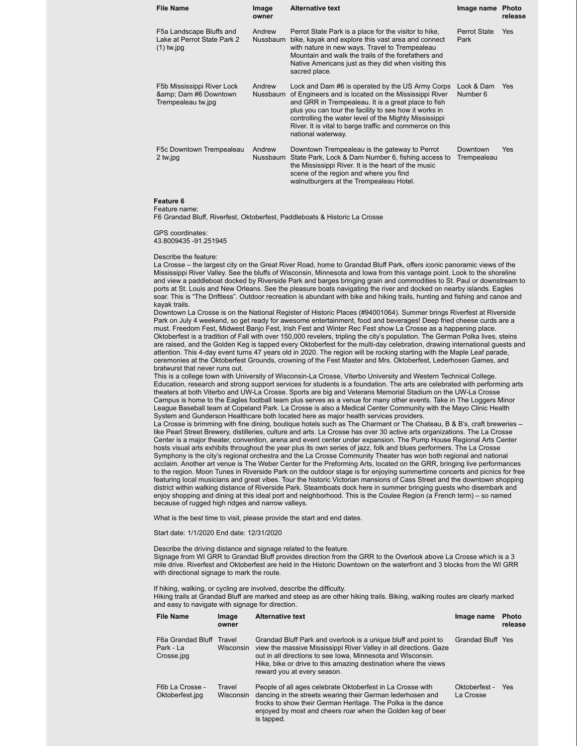| File Name | Image owner | Alternative text | Image name | Photo release |
|---|---|---|---|---|
| F5a Landscape Bluffs and Lake at Perrot State Park 2 (1) tw.jpg | Andrew Nussbaum | Perrot State Park is a place for the visitor to hike, bike, kayak and explore this vast area and connect with nature in new ways. Travel to Trempealeau Mountain and walk the trails of the forefathers and Native Americans just as they did when visiting this sacred place. | Perrot State Park | Yes |
| F5b Mississippi River Lock &amp; Dam #6 Downtown Trempealeau tw.jpg | Andrew Nussbaum | Lock and Dam #6 is operated by the US Army Corps of Engineers and is located on the Mississippi River and GRR in Trempealeau. It is a great place to fish plus you can tour the facility to see how it works in controlling the water level of the Mighty Mississippi River. It is vital to barge traffic and commerce on this national waterway. | Lock & Dam Number 6 | Yes |
| F5c Downtown Trempealeau 2 tw.jpg | Andrew Nussbaum | Downtown Trempealeau is the gateway to Perrot State Park, Lock & Dam Number 6, fishing access to the Mississippi River. It is the heart of the music scene of the region and where you find walnutburgers at the Trempealeau Hotel. | Downtown Trempealeau | Yes |

**Feature 6**
Feature name:
F6 Grandad Bluff, Riverfest, Oktoberfest, Paddleboats & Historic La Crosse

GPS coordinates:
43.8009435 -91.251945

Describe the feature:
La Crosse – the largest city on the Great River Road, home to Grandad Bluff Park, offers iconic panoramic views of the Mississippi River Valley. See the bluffs of Wisconsin, Minnesota and Iowa from this vantage point. Look to the shoreline and view a paddleboat docked by Riverside Park and barges bringing grain and commodities to St. Paul or downstream to ports at St. Louis and New Orleans. See the pleasure boats navigating the river and docked on nearby islands. Eagles soar. This is "The Driftless". Outdoor recreation is abundant with bike and hiking trails, hunting and fishing and canoe and kayak trails.
Downtown La Crosse is on the National Register of Historic Places (#94001064). Summer brings Riverfest at Riverside Park on July 4 weekend, so get ready for awesome entertainment, food and beverages! Deep fried cheese curds are a must. Freedom Fest, Midwest Banjo Fest, Irish Fest and Winter Rec Fest show La Crosse as a happening place. Oktoberfest is a tradition of Fall with over 150,000 revelers, tripling the city's population. The German Polka lives, steins are raised, and the Golden Keg is tapped every Oktoberfest for the multi-day celebration, drawing international guests and attention. This 4-day event turns 47 years old in 2020. The region will be rocking starting with the Maple Leaf parade, ceremonies at the Oktoberfest Grounds, crowning of the Fest Master and Mrs. Oktoberfest, Lederhosen Games, and bratwurst that never runs out.
This is a college town with University of Wisconsin-La Crosse, Viterbo University and Western Technical College. Education, research and strong support services for students is a foundation. The arts are celebrated with performing arts theaters at both Viterbo and UW-La Crosse. Sports are big and Veterans Memorial Stadium on the UW-La Crosse Campus is home to the Eagles football team plus serves as a venue for many other events. Take in The Loggers Minor League Baseball team at Copeland Park. La Crosse is also a Medical Center Community with the Mayo Clinic Health System and Gunderson Healthcare both located here as major health services providers.
La Crosse is brimming with fine dining, boutique hotels such as The Charmant or The Chateau, B & B's, craft breweries – like Pearl Street Brewery, distilleries, culture and arts. La Crosse has over 30 active arts organizations. The La Crosse Center is a major theater, convention, arena and event center under expansion. The Pump House Regional Arts Center hosts visual arts exhibits throughout the year plus its own series of jazz, folk and blues performers. The La Crosse Symphony is the city's regional orchestra and the La Crosse Community Theater has won both regional and national acclaim. Another art venue is The Weber Center for the Preforming Arts, located on the GRR, bringing live performances to the region. Moon Tunes in Riverside Park on the outdoor stage is for enjoying summertime concerts and picnics for free featuring local musicians and great vibes. Tour the historic Victorian mansions of Cass Street and the downtown shopping district within walking distance of Riverside Park. Steamboats dock here in summer bringing guests who disembark and enjoy shopping and dining at this ideal port and neighborhood. This is the Coulee Region (a French term) – so named because of rugged high ridges and narrow valleys.

What is the best time to visit, please provide the start and end dates.

Start date: 1/1/2020 End date: 12/31/2020

Describe the driving distance and signage related to the feature.
Signage from WI GRR to Grandad Bluff provides direction from the GRR to the Overlook above La Crosse which is a 3 mile drive. Riverfest and Oktoberfest are held in the Historic Downtown on the waterfront and 3 blocks from the WI GRR with directional signage to mark the route.

If hiking, walking, or cycling are involved, describe the difficulty.
Hiking trails at Grandad Bluff are marked and steep as are other hiking trails. Biking, walking routes are clearly marked and easy to navigate with signage for direction.

| File Name | Image owner | Alternative text | Image name | Photo release |
|---|---|---|---|---|
| F6a Grandad Bluff Park - La Crosse.jpg | Travel Wisconsin | Grandad Bluff Park and overlook is a unique bluff and point to view the massive Mississippi River Valley in all directions. Gaze out in all directions to see Iowa, Minnesota and Wisconsin. Hike, bike or drive to this amazing destination where the views reward you at every season. | Grandad Bluff | Yes |
| F6b La Crosse - Oktoberfest.jpg | Travel Wisconsin | People of all ages celebrate Oktoberfest in La Crosse with dancing in the streets wearing their German lederhosen and frocks to show their German Heritage. The Polka is the dance enjoyed by most and cheers roar when the Golden keg of beer is tapped. | Oktoberfest - La Crosse | Yes |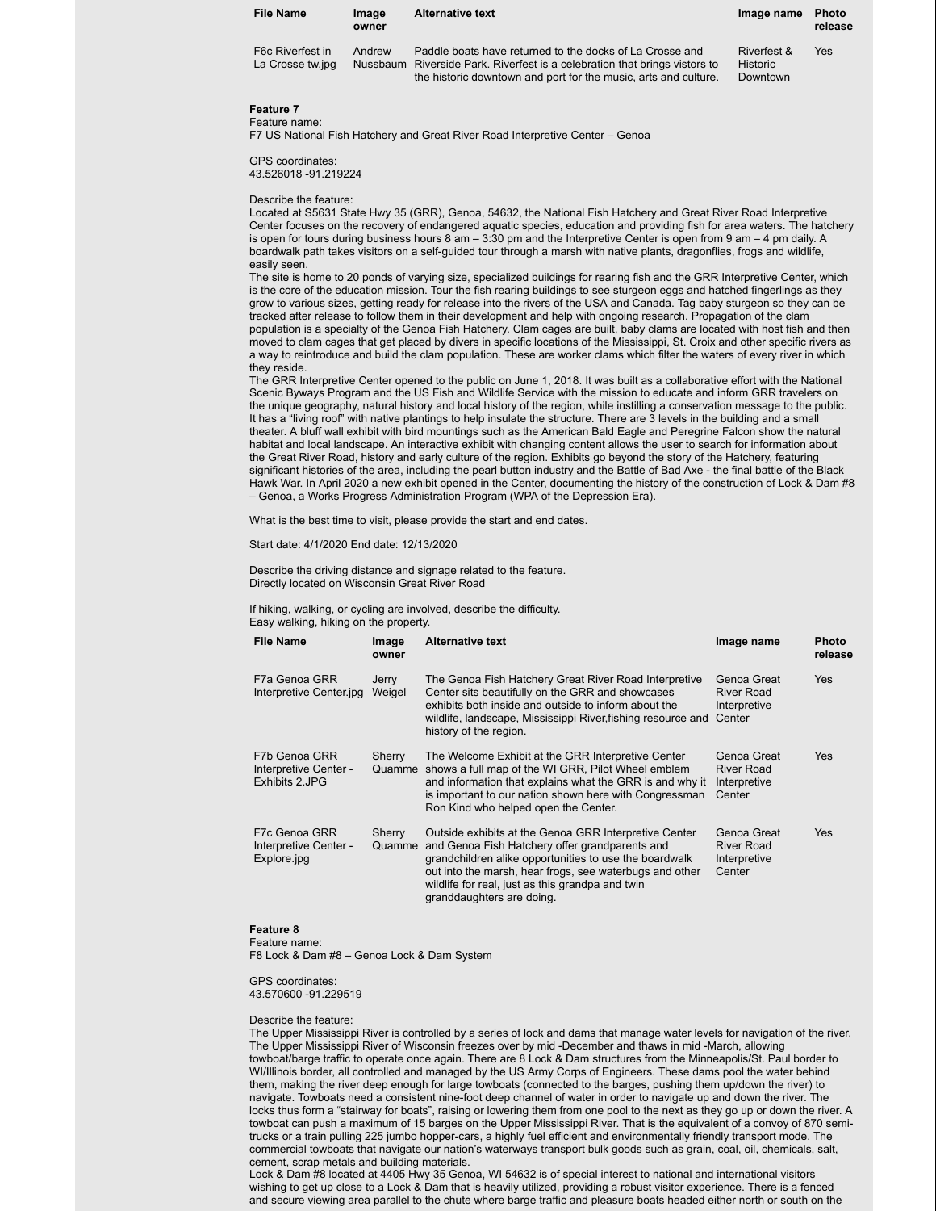| File Name | Image owner | Alternative text | Image name | Photo release |
|---|---|---|---|---|
| F6c Riverfest in La Crosse tw.jpg | Andrew Nussbaum | Paddle boats have returned to the docks of La Crosse and Riverside Park. Riverfest is a celebration that brings vistors to the historic downtown and port for the music, arts and culture. | Riverfest & Historic Downtown | Yes |

**Feature 7**
Feature name:
F7 US National Fish Hatchery and Great River Road Interpretive Center – Genoa

GPS coordinates:
43.526018 -91.219224

Describe the feature:
Located at S5631 State Hwy 35 (GRR), Genoa, 54632, the National Fish Hatchery and Great River Road Interpretive Center focuses on the recovery of endangered aquatic species, education and providing fish for area waters. The hatchery is open for tours during business hours 8 am – 3:30 pm and the Interpretive Center is open from 9 am – 4 pm daily. A boardwalk path takes visitors on a self-guided tour through a marsh with native plants, dragonflies, frogs and wildlife, easily seen.
The site is home to 20 ponds of varying size, specialized buildings for rearing fish and the GRR Interpretive Center, which is the core of the education mission. Tour the fish rearing buildings to see sturgeon eggs and hatched fingerlings as they grow to various sizes, getting ready for release into the rivers of the USA and Canada. Tag baby sturgeon so they can be tracked after release to follow them in their development and help with ongoing research. Propagation of the clam population is a specialty of the Genoa Fish Hatchery. Clam cages are built, baby clams are located with host fish and then moved to clam cages that get placed by divers in specific locations of the Mississippi, St. Croix and other specific rivers as a way to reintroduce and build the clam population. These are worker clams which filter the waters of every river in which they reside.
The GRR Interpretive Center opened to the public on June 1, 2018. It was built as a collaborative effort with the National Scenic Byways Program and the US Fish and Wildlife Service with the mission to educate and inform GRR travelers on the unique geography, natural history and local history of the region, while instilling a conservation message to the public. It has a "living roof" with native plantings to help insulate the structure. There are 3 levels in the building and a small theater. A bluff wall exhibit with bird mountings such as the American Bald Eagle and Peregrine Falcon show the natural habitat and local landscape. An interactive exhibit with changing content allows the user to search for information about the Great River Road, history and early culture of the region. Exhibits go beyond the story of the Hatchery, featuring significant histories of the area, including the pearl button industry and the Battle of Bad Axe - the final battle of the Black Hawk War. In April 2020 a new exhibit opened in the Center, documenting the history of the construction of Lock & Dam #8 – Genoa, a Works Progress Administration Program (WPA of the Depression Era).

What is the best time to visit, please provide the start and end dates.

Start date: 4/1/2020 End date: 12/13/2020

Describe the driving distance and signage related to the feature.
Directly located on Wisconsin Great River Road

If hiking, walking, or cycling are involved, describe the difficulty.
Easy walking, hiking on the property.

| File Name | Image owner | Alternative text | Image name | Photo release |
|---|---|---|---|---|
| F7a Genoa GRR Interpretive Center.jpg | Jerry Weigel | The Genoa Fish Hatchery Great River Road Interpretive Center sits beautifully on the GRR and showcases exhibits both inside and outside to inform about the wildlife, landscape, Mississippi River,fishing resource and history of the region. | Genoa Great River Road Interpretive Center | Yes |
| F7b Genoa GRR Interpretive Center - Exhibits 2.JPG | Sherry Quamme | The Welcome Exhibit at the GRR Interpretive Center shows a full map of the WI GRR, Pilot Wheel emblem and information that explains what the GRR is and why it is important to our nation shown here with Congressman Ron Kind who helped open the Center. | Genoa Great River Road Interpretive Center | Yes |
| F7c Genoa GRR Interpretive Center - Explore.jpg | Sherry Quamme | Outside exhibits at the Genoa GRR Interpretive Center and Genoa Fish Hatchery offer grandparents and grandchildren alike opportunities to use the boardwalk out into the marsh, hear frogs, see waterbugs and other wildlife for real, just as this grandpa and twin granddaughters are doing. | Genoa Great River Road Interpretive Center | Yes |

**Feature 8**
Feature name:
F8 Lock & Dam #8 – Genoa Lock & Dam System

GPS coordinates:
43.570600 -91.229519

Describe the feature:
The Upper Mississippi River is controlled by a series of lock and dams that manage water levels for navigation of the river. The Upper Mississippi River of Wisconsin freezes over by mid -December and thaws in mid -March, allowing towboat/barge traffic to operate once again. There are 8 Lock & Dam structures from the Minneapolis/St. Paul border to WI/Illinois border, all controlled and managed by the US Army Corps of Engineers. These dams pool the water behind them, making the river deep enough for large towboats (connected to the barges, pushing them up/down the river) to navigate. Towboats need a consistent nine-foot deep channel of water in order to navigate up and down the river. The locks thus form a "stairway for boats", raising or lowering them from one pool to the next as they go up or down the river. A towboat can push a maximum of 15 barges on the Upper Mississippi River. That is the equivalent of a convoy of 870 semi-trucks or a train pulling 225 jumbo hopper-cars, a highly fuel efficient and environmentally friendly transport mode. The commercial towboats that navigate our nation's waterways transport bulk goods such as grain, coal, oil, chemicals, salt, cement, scrap metals and building materials.
Lock & Dam #8 located at 4405 Hwy 35 Genoa, WI 54632 is of special interest to national and international visitors wishing to get up close to a Lock & Dam that is heavily utilized, providing a robust visitor experience. There is a fenced and secure viewing area parallel to the chute where barge traffic and pleasure boats headed either north or south on the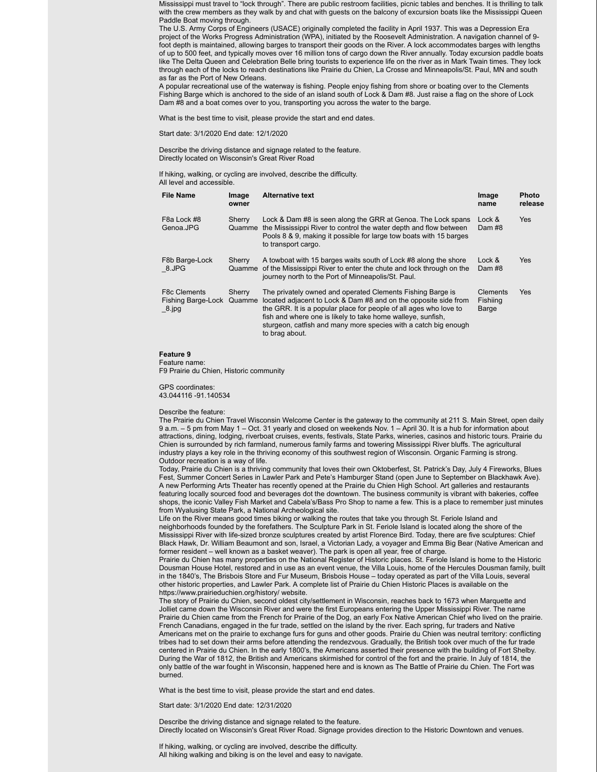Mississippi must travel to "lock through". There are public restroom facilities, picnic tables and benches. It is thrilling to talk with the crew members as they walk by and chat with guests on the balcony of excursion boats like the Mississippi Queen Paddle Boat moving through.

The U.S. Army Corps of Engineers (USACE) originally completed the facility in April 1937. This was a Depression Era project of the Works Progress Administration (WPA), initiated by the Roosevelt Administration. A navigation channel of 9-foot depth is maintained, allowing barges to transport their goods on the River. A lock accommodates barges with lengths of up to 500 feet, and typically moves over 16 million tons of cargo down the River annually. Today excursion paddle boats like The Delta Queen and Celebration Belle bring tourists to experience life on the river as in Mark Twain times. They lock through each of the locks to reach destinations like Prairie du Chien, La Crosse and Minneapolis/St. Paul, MN and south as far as the Port of New Orleans.

A popular recreational use of the waterway is fishing. People enjoy fishing from shore or boating over to the Clements Fishing Barge which is anchored to the side of an island south of Lock & Dam #8. Just raise a flag on the shore of Lock Dam #8 and a boat comes over to you, transporting you across the water to the barge.

What is the best time to visit, please provide the start and end dates.

Start date: 3/1/2020 End date: 12/1/2020

Describe the driving distance and signage related to the feature.
Directly located on Wisconsin's Great River Road

If hiking, walking, or cycling are involved, describe the difficulty.
All level and accessible.

| File Name | Image owner | Alternative text | Image name | Photo release |
|---|---|---|---|---|
| F8a Lock #8 Genoa.JPG | Sherry Quamme | Lock & Dam #8 is seen along the GRR at Genoa. The Lock spans the Mississippi River to control the water depth and flow between Pools 8 & 9, making it possible for large tow boats with 15 barges to transport cargo. | Lock & Dam #8 | Yes |
| F8b Barge-Lock _8.JPG | Sherry Quamme | A towboat with 15 barges waits south of Lock #8 along the shore of the Mississippi River to enter the chute and lock through on the journey north to the Port of Minneapolis/St. Paul. | Lock & Dam #8 | Yes |
| F8c Clements Fishing Barge-Lock _8.jpg | Sherry Quamme | The privately owned and operated Clements Fishing Barge is located adjacent to Lock & Dam #8 and on the opposite side from the GRR. It is a popular place for people of all ages who love to fish and where one is likely to take home walleye, sunfish, sturgeon, catfish and many more species with a catch big enough to brag about. | Clements Fishiing Barge | Yes |

**Feature 9**

Feature name:
F9 Prairie du Chien, Historic community

GPS coordinates:
43.044116 -91.140534

Describe the feature:
The Prairie du Chien Travel Wisconsin Welcome Center is the gateway to the community at 211 S. Main Street, open daily 9 a.m. – 5 pm from May 1 – Oct. 31 yearly and closed on weekends Nov. 1 – April 30. It is a hub for information about attractions, dining, lodging, riverboat cruises, events, festivals, State Parks, wineries, casinos and historic tours. Prairie du Chien is surrounded by rich farmland, numerous family farms and towering Mississippi River bluffs. The agricultural industry plays a key role in the thriving economy of this southwest region of Wisconsin. Organic Farming is strong. Outdoor recreation is a way of life.

Today, Prairie du Chien is a thriving community that loves their own Oktoberfest, St. Patrick's Day, July 4 Fireworks, Blues Fest, Summer Concert Series in Lawler Park and Pete's Hamburger Stand (open June to September on Blackhawk Ave). A new Performing Arts Theater has recently opened at the Prairie du Chien High School. Art galleries and restaurants featuring locally sourced food and beverages dot the downtown. The business community is vibrant with bakeries, coffee shops, the iconic Valley Fish Market and Cabela's/Bass Pro Shop to name a few. This is a place to remember just minutes from Wyalusing State Park, a National Archeological site.

Life on the River means good times biking or walking the routes that take you through St. Feriole Island and neighborhoods founded by the forefathers. The Sculpture Park in St. Feriole Island is located along the shore of the Mississippi River with life-sized bronze sculptures created by artist Florence Bird. Today, there are five sculptures: Chief Black Hawk, Dr. William Beaumont and son, Israel, a Victorian Lady, a voyager and Emma Big Bear (Native American and former resident – well known as a basket weaver). The park is open all year, free of charge.

Prairie du Chien has many properties on the National Register of Historic places. St. Feriole Island is home to the Historic Dousman House Hotel, restored and in use as an event venue, the Villa Louis, home of the Hercules Dousman family, built in the 1840's, The Brisbois Store and Fur Museum, Brisbois House – today operated as part of the Villa Louis, several other historic properties, and Lawler Park. A complete list of Prairie du Chien Historic Places is available on the https://www.prairieduchien.org/history/ website.

The story of Prairie du Chien, second oldest city/settlement in Wisconsin, reaches back to 1673 when Marquette and Jolliet came down the Wisconsin River and were the first Europeans entering the Upper Mississippi River. The name Prairie du Chien came from the French for Prairie of the Dog, an early Fox Native American Chief who lived on the prairie. French Canadians, engaged in the fur trade, settled on the island by the river. Each spring, fur traders and Native Americans met on the prairie to exchange furs for guns and other goods. Prairie du Chien was neutral territory: conflicting tribes had to set down their arms before attending the rendezvous. Gradually, the British took over much of the fur trade centered in Prairie du Chien. In the early 1800's, the Americans asserted their presence with the building of Fort Shelby. During the War of 1812, the British and Americans skirmished for control of the fort and the prairie. In July of 1814, the only battle of the war fought in Wisconsin, happened here and is known as The Battle of Prairie du Chien. The Fort was burned.

What is the best time to visit, please provide the start and end dates.

Start date: 3/1/2020 End date: 12/31/2020

Describe the driving distance and signage related to the feature.
Directly located on Wisconsin's Great River Road. Signage provides direction to the Historic Downtown and venues.

If hiking, walking, or cycling are involved, describe the difficulty.
All hiking walking and biking is on the level and easy to navigate.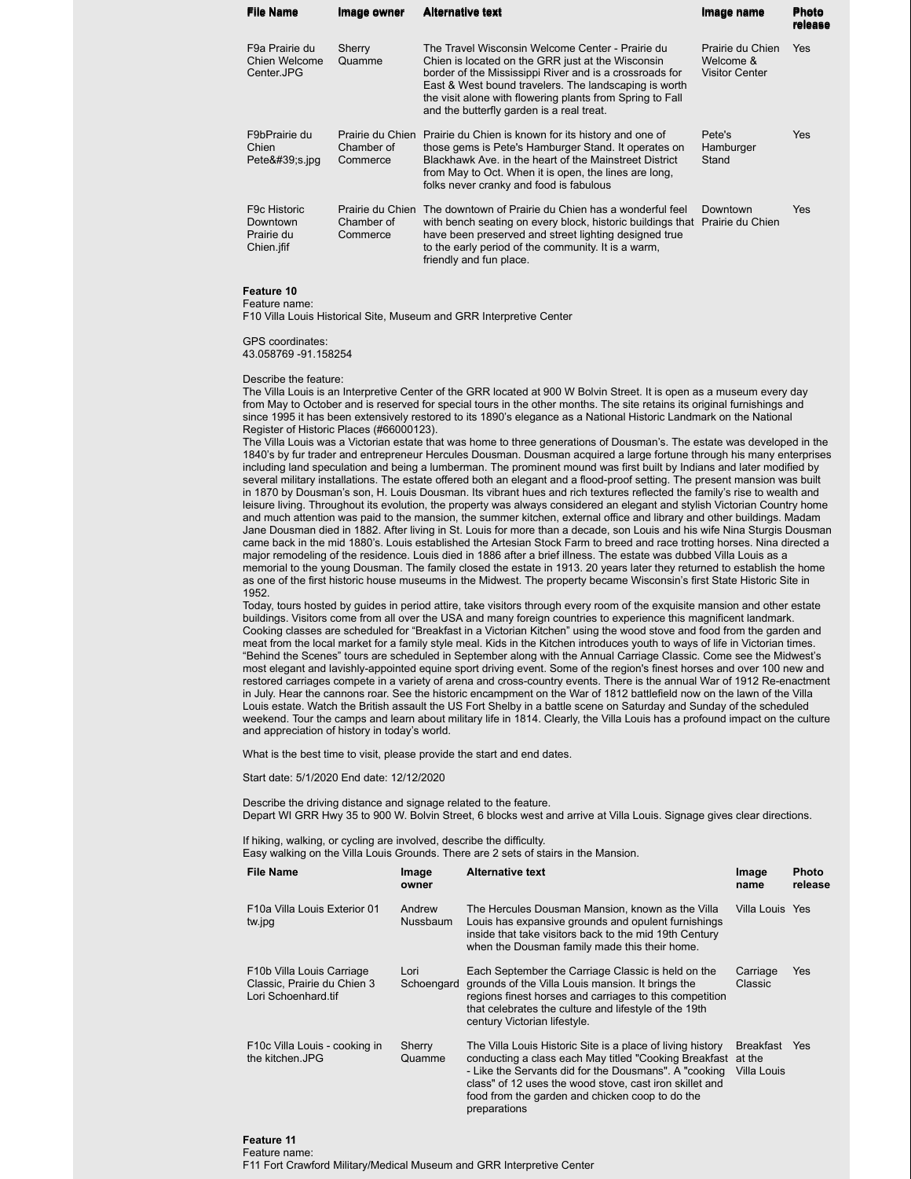| File Name | Image owner | Alternative text | Image name | Photo release |
|---|---|---|---|---|
| F9a Prairie du Chien Welcome Center.JPG | Sherry Quamme | The Travel Wisconsin Welcome Center - Prairie du Chien is located on the GRR just at the Wisconsin border of the Mississippi River and is a crossroads for East & West bound travelers. The landscaping is worth the visit alone with flowering plants from Spring to Fall and the butterfly garden is a real treat. | Prairie du Chien Welcome & Visitor Center | Yes |
| F9bPrairie du Chien Pete&#39;s.jpg | Prairie du Chien Chamber of Commerce | Prairie du Chien is known for its history and one of those gems is Pete's Hamburger Stand. It operates on Blackhawk Ave. in the heart of the Mainstreet District from May to Oct. When it is open, the lines are long, folks never cranky and food is fabulous | Pete's Hamburger Stand | Yes |
| F9c Historic Downtown Prairie du Chien.jfif | Prairie du Chien Chamber of Commerce | The downtown of Prairie du Chien has a wonderful feel with bench seating on every block, historic buildings that have been preserved and street lighting designed true to the early period of the community. It is a warm, friendly and fun place. | Downtown Prairie du Chien | Yes |

**Feature 10**
Feature name:
F10 Villa Louis Historical Site, Museum and GRR Interpretive Center

GPS coordinates:
43.058769 -91.158254

Describe the feature:
The Villa Louis is an Interpretive Center of the GRR located at 900 W Bolvin Street. It is open as a museum every day from May to October and is reserved for special tours in the other months. The site retains its original furnishings and since 1995 it has been extensively restored to its 1890's elegance as a National Historic Landmark on the National Register of Historic Places (#66000123).
The Villa Louis was a Victorian estate that was home to three generations of Dousman's. The estate was developed in the 1840's by fur trader and entrepreneur Hercules Dousman. Dousman acquired a large fortune through his many enterprises including land speculation and being a lumberman. The prominent mound was first built by Indians and later modified by several military installations. The estate offered both an elegant and a flood-proof setting. The present mansion was built in 1870 by Dousman's son, H. Louis Dousman. Its vibrant hues and rich textures reflected the family's rise to wealth and leisure living. Throughout its evolution, the property was always considered an elegant and stylish Victorian Country home and much attention was paid to the mansion, the summer kitchen, external office and library and other buildings. Madam Jane Dousman died in 1882. After living in St. Louis for more than a decade, son Louis and his wife Nina Sturgis Dousman came back in the mid 1880's. Louis established the Artesian Stock Farm to breed and race trotting horses. Nina directed a major remodeling of the residence. Louis died in 1886 after a brief illness. The estate was dubbed Villa Louis as a memorial to the young Dousman. The family closed the estate in 1913. 20 years later they returned to establish the home as one of the first historic house museums in the Midwest. The property became Wisconsin's first State Historic Site in 1952.
Today, tours hosted by guides in period attire, take visitors through every room of the exquisite mansion and other estate buildings. Visitors come from all over the USA and many foreign countries to experience this magnificent landmark. Cooking classes are scheduled for "Breakfast in a Victorian Kitchen" using the wood stove and food from the garden and meat from the local market for a family style meal. Kids in the Kitchen introduces youth to ways of life in Victorian times. "Behind the Scenes" tours are scheduled in September along with the Annual Carriage Classic. Come see the Midwest's most elegant and lavishly-appointed equine sport driving event. Some of the region's finest horses and over 100 new and restored carriages compete in a variety of arena and cross-country events. There is the annual War of 1912 Re-enactment in July. Hear the cannons roar. See the historic encampment on the War of 1812 battlefield now on the lawn of the Villa Louis estate. Watch the British assault the US Fort Shelby in a battle scene on Saturday and Sunday of the scheduled weekend. Tour the camps and learn about military life in 1814. Clearly, the Villa Louis has a profound impact on the culture and appreciation of history in today's world.

What is the best time to visit, please provide the start and end dates.

Start date: 5/1/2020 End date: 12/12/2020

Describe the driving distance and signage related to the feature.
Depart WI GRR Hwy 35 to 900 W. Bolvin Street, 6 blocks west and arrive at Villa Louis. Signage gives clear directions.

If hiking, walking, or cycling are involved, describe the difficulty.
Easy walking on the Villa Louis Grounds. There are 2 sets of stairs in the Mansion.

| File Name | Image owner | Alternative text | Image name | Photo release |
|---|---|---|---|---|
| F10a Villa Louis Exterior 01 tw.jpg | Andrew Nussbaum | The Hercules Dousman Mansion, known as the Villa Louis has expansive grounds and opulent furnishings inside that take visitors back to the mid 19th Century when the Dousman family made this their home. | Villa Louis | Yes |
| F10b Villa Louis Carriage Classic, Prairie du Chien 3 Lori Schoenhard.tif | Lori Schoengard | Each September the Carriage Classic is held on the grounds of the Villa Louis mansion. It brings the regions finest horses and carriages to this competition that celebrates the culture and lifestyle of the 19th century Victorian lifestyle. | Carriage Classic | Yes |
| F10c Villa Louis - cooking in the kitchen.JPG | Sherry Quamme | The Villa Louis Historic Site is a place of living history conducting a class each May titled "Cooking Breakfast - Like the Servants did for the Dousmans". A "cooking class" of 12 uses the wood stove, cast iron skillet and food from the garden and chicken coop to do the preparations | Breakfast at the Villa Louis | Yes |

**Feature 11**
Feature name:
F11 Fort Crawford Military/Medical Museum and GRR Interpretive Center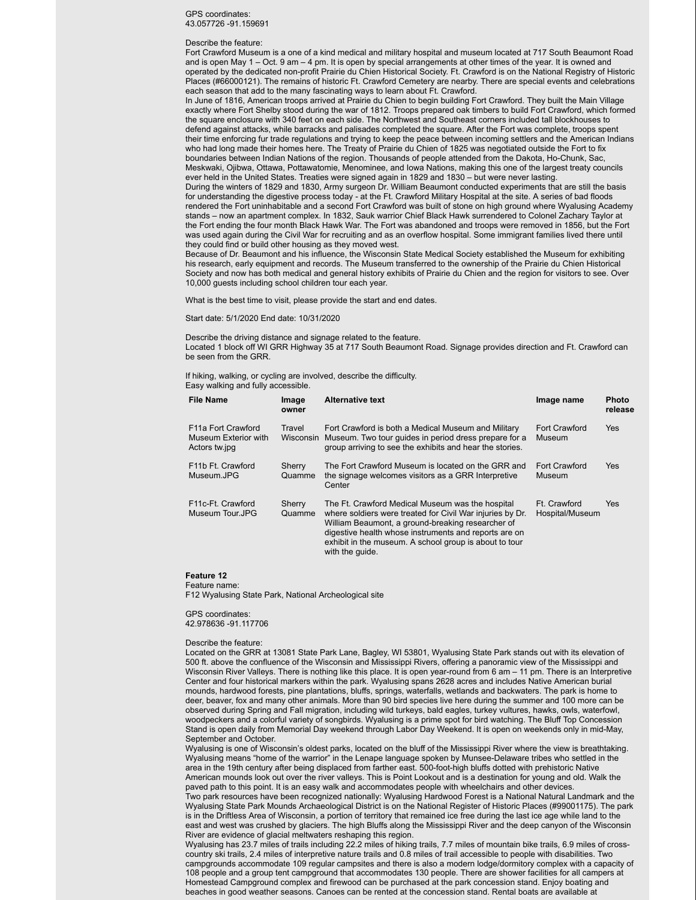GPS coordinates:
43.057726 -91.159691

Describe the feature:
Fort Crawford Museum is a one of a kind medical and military hospital and museum located at 717 South Beaumont Road and is open May 1 – Oct. 9 am – 4 pm. It is open by special arrangements at other times of the year. It is owned and operated by the dedicated non-profit Prairie du Chien Historical Society. Ft. Crawford is on the National Registry of Historic Places (#66000121). The remains of historic Ft. Crawford Cemetery are nearby. There are special events and celebrations each season that add to the many fascinating ways to learn about Ft. Crawford.
In June of 1816, American troops arrived at Prairie du Chien to begin building Fort Crawford. They built the Main Village exactly where Fort Shelby stood during the war of 1812. Troops prepared oak timbers to build Fort Crawford, which formed the square enclosure with 340 feet on each side. The Northwest and Southeast corners included tall blockhouses to defend against attacks, while barracks and palisades completed the square. After the Fort was complete, troops spent their time enforcing fur trade regulations and trying to keep the peace between incoming settlers and the American Indians who had long made their homes here. The Treaty of Prairie du Chien of 1825 was negotiated outside the Fort to fix boundaries between Indian Nations of the region. Thousands of people attended from the Dakota, Ho-Chunk, Sac, Meskwaki, Ojibwa, Ottawa, Pottawatomie, Menominee, and Iowa Nations, making this one of the largest treaty councils ever held in the United States. Treaties were signed again in 1829 and 1830 – but were never lasting.
During the winters of 1829 and 1830, Army surgeon Dr. William Beaumont conducted experiments that are still the basis for understanding the digestive process today - at the Ft. Crawford Military Hospital at the site. A series of bad floods rendered the Fort uninhabitable and a second Fort Crawford was built of stone on high ground where Wyalusing Academy stands – now an apartment complex. In 1832, Sauk warrior Chief Black Hawk surrendered to Colonel Zachary Taylor at the Fort ending the four month Black Hawk War. The Fort was abandoned and troops were removed in 1856, but the Fort was used again during the Civil War for recruiting and as an overflow hospital. Some immigrant families lived there until they could find or build other housing as they moved west.
Because of Dr. Beaumont and his influence, the Wisconsin State Medical Society established the Museum for exhibiting his research, early equipment and records. The Museum transferred to the ownership of the Prairie du Chien Historical Society and now has both medical and general history exhibits of Prairie du Chien and the region for visitors to see. Over 10,000 guests including school children tour each year.

What is the best time to visit, please provide the start and end dates.

Start date: 5/1/2020 End date: 10/31/2020

Describe the driving distance and signage related to the feature.
Located 1 block off WI GRR Highway 35 at 717 South Beaumont Road. Signage provides direction and Ft. Crawford can be seen from the GRR.

If hiking, walking, or cycling are involved, describe the difficulty.
Easy walking and fully accessible.

| File Name | Image owner | Alternative text | Image name | Photo release |
|---|---|---|---|---|
| F11a Fort Crawford Museum Exterior with Actors tw.jpg | Travel Wisconsin | Fort Crawford is both a Medical Museum and Military Museum. Two tour guides in period dress prepare for a group arriving to see the exhibits and hear the stories. | Fort Crawford Museum | Yes |
| F11b Ft. Crawford Museum.JPG | Sherry Quamme | The Fort Crawford Museum is located on the GRR and the signage welcomes visitors as a GRR Interpretive Center | Fort Crawford Museum | Yes |
| F11c-Ft. Crawford Museum Tour.JPG | Sherry Quamme | The Ft. Crawford Medical Museum was the hospital where soldiers were treated for Civil War injuries by Dr. William Beaumont, a ground-breaking researcher of digestive health whose instruments and reports are on exhibit in the museum. A school group is about to tour with the guide. | Ft. Crawford Hospital/Museum | Yes |

**Feature 12**
Feature name:
F12 Wyalusing State Park, National Archeological site

GPS coordinates:
42.978636 -91.117706

Describe the feature:
Located on the GRR at 13081 State Park Lane, Bagley, WI 53801, Wyalusing State Park stands out with its elevation of 500 ft. above the confluence of the Wisconsin and Mississippi Rivers, offering a panoramic view of the Mississippi and Wisconsin River Valleys. There is nothing like this place. It is open year-round from 6 am – 11 pm. There is an Interpretive Center and four historical markers within the park. Wyalusing spans 2628 acres and includes Native American burial mounds, hardwood forests, pine plantations, bluffs, springs, waterfalls, wetlands and backwaters. The park is home to deer, beaver, fox and many other animals. More than 90 bird species live here during the summer and 100 more can be observed during Spring and Fall migration, including wild turkeys, bald eagles, turkey vultures, hawks, owls, waterfowl, woodpeckers and a colorful variety of songbirds. Wyalusing is a prime spot for bird watching. The Bluff Top Concession Stand is open daily from Memorial Day weekend through Labor Day Weekend. It is open on weekends only in mid-May, September and October.
Wyalusing is one of Wisconsin's oldest parks, located on the bluff of the Mississippi River where the view is breathtaking. Wyalusing means "home of the warrior" in the Lenape language spoken by Munsee-Delaware tribes who settled in the area in the 19th century after being displaced from farther east. 500-foot-high bluffs dotted with prehistoric Native American mounds look out over the river valleys. This is Point Lookout and is a destination for young and old. Walk the paved path to this point. It is an easy walk and accommodates people with wheelchairs and other devices.
Two park resources have been recognized nationally: Wyalusing Hardwood Forest is a National Natural Landmark and the Wyalusing State Park Mounds Archaeological District is on the National Register of Historic Places (#99001175). The park is in the Driftless Area of Wisconsin, a portion of territory that remained ice free during the last ice age while land to the east and west was crushed by glaciers. The high Bluffs along the Mississippi River and the deep canyon of the Wisconsin River are evidence of glacial meltwaters reshaping this region.
Wyalusing has 23.7 miles of trails including 22.2 miles of hiking trails, 7.7 miles of mountain bike trails, 6.9 miles of cross-country ski trails, 2.4 miles of interpretive nature trails and 0.8 miles of trail accessible to people with disabilities. Two campgrounds accommodate 109 regular campsites and there is also a modern lodge/dormitory complex with a capacity of 108 people and a group tent campground that accommodates 130 people. There are shower facilities for all campers at Homestead Campground complex and firewood can be purchased at the park concession stand. Enjoy boating and beaches in good weather seasons. Canoes can be rented at the concession stand. Rental boats are available at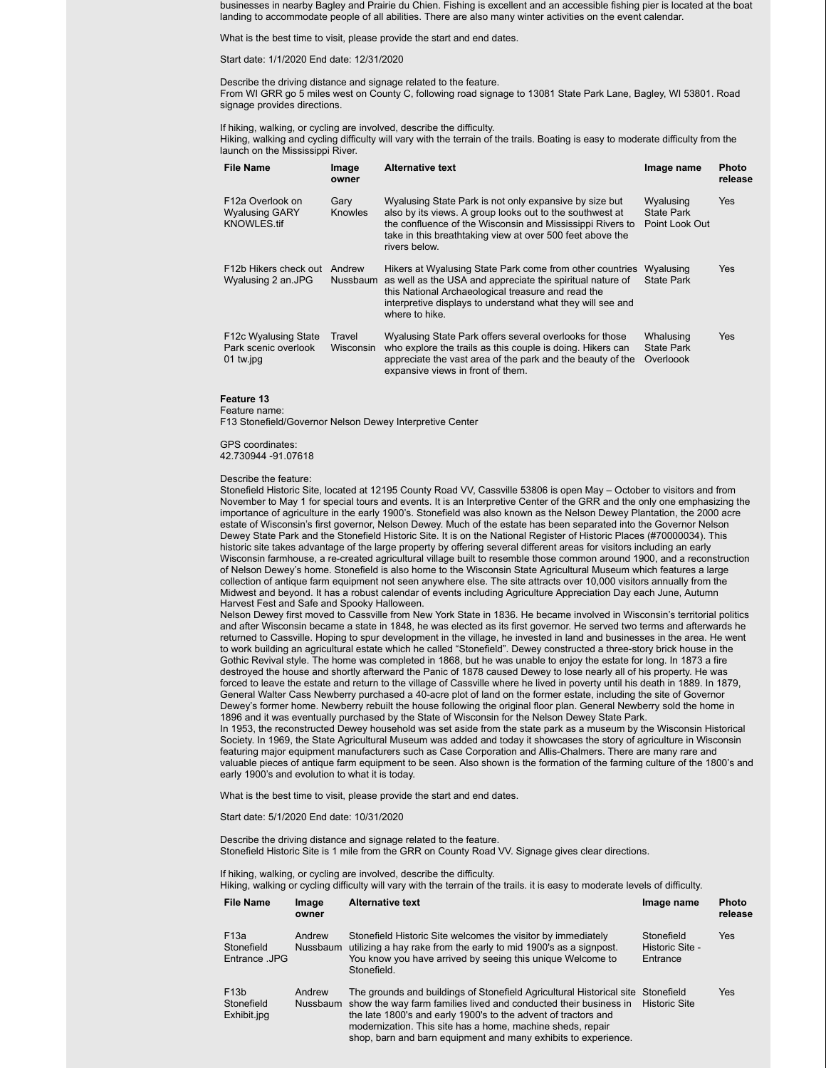businesses in nearby Bagley and Prairie du Chien. Fishing is excellent and an accessible fishing pier is located at the boat landing to accommodate people of all abilities. There are also many winter activities on the event calendar.

What is the best time to visit, please provide the start and end dates.

Start date: 1/1/2020 End date: 12/31/2020

Describe the driving distance and signage related to the feature.
From WI GRR go 5 miles west on County C, following road signage to 13081 State Park Lane, Bagley, WI 53801. Road signage provides directions.

If hiking, walking, or cycling are involved, describe the difficulty.
Hiking, walking and cycling difficulty will vary with the terrain of the trails. Boating is easy to moderate difficulty from the launch on the Mississippi River.

| File Name | Image owner | Alternative text | Image name | Photo release |
|---|---|---|---|---|
| F12a Overlook on Wyalusing GARY KNOWLES.tif | Gary Knowles | Wyalusing State Park is not only expansive by size but also by its views. A group looks out to the southwest at the confluence of the Wisconsin and Mississippi Rivers to take in this breathtaking view at over 500 feet above the rivers below. | Wyalusing State Park Point Look Out | Yes |
| F12b Hikers check out Wyalusing 2 an.JPG | Andrew Nussbaum | Hikers at Wyalusing State Park come from other countries as well as the USA and appreciate the spiritual nature of this National Archaeological treasure and read the interpretive displays to understand what they will see and where to hike. | Wyalusing State Park | Yes |
| F12c Wyalusing State Park scenic overlook 01 tw.jpg | Travel Wisconsin | Wyalusing State Park offers several overlooks for those who explore the trails as this couple is doing. Hikers can appreciate the vast area of the park and the beauty of the expansive views in front of them. | Whalusing State Park Overloook | Yes |

**Feature 13**
Feature name:
F13 Stonefield/Governor Nelson Dewey Interpretive Center

GPS coordinates:
42.730944 -91.07618

Describe the feature:
Stonefield Historic Site, located at 12195 County Road VV, Cassville 53806 is open May – October to visitors and from November to May 1 for special tours and events. It is an Interpretive Center of the GRR and the only one emphasizing the importance of agriculture in the early 1900's. Stonefield was also known as the Nelson Dewey Plantation, the 2000 acre estate of Wisconsin's first governor, Nelson Dewey. Much of the estate has been separated into the Governor Nelson Dewey State Park and the Stonefield Historic Site. It is on the National Register of Historic Places (#70000034). This historic site takes advantage of the large property by offering several different areas for visitors including an early Wisconsin farmhouse, a re-created agricultural village built to resemble those common around 1900, and a reconstruction of Nelson Dewey's home. Stonefield is also home to the Wisconsin State Agricultural Museum which features a large collection of antique farm equipment not seen anywhere else. The site attracts over 10,000 visitors annually from the Midwest and beyond. It has a robust calendar of events including Agriculture Appreciation Day each June, Autumn Harvest Fest and Safe and Spooky Halloween.
Nelson Dewey first moved to Cassville from New York State in 1836. He became involved in Wisconsin's territorial politics and after Wisconsin became a state in 1848, he was elected as its first governor. He served two terms and afterwards he returned to Cassville. Hoping to spur development in the village, he invested in land and businesses in the area. He went to work building an agricultural estate which he called "Stonefield". Dewey constructed a three-story brick house in the Gothic Revival style. The home was completed in 1868, but he was unable to enjoy the estate for long. In 1873 a fire destroyed the house and shortly afterward the Panic of 1878 caused Dewey to lose nearly all of his property. He was forced to leave the estate and return to the village of Cassville where he lived in poverty until his death in 1889. In 1879, General Walter Cass Newberry purchased a 40-acre plot of land on the former estate, including the site of Governor Dewey's former home. Newberry rebuilt the house following the original floor plan. General Newberry sold the home in 1896 and it was eventually purchased by the State of Wisconsin for the Nelson Dewey State Park.
In 1953, the reconstructed Dewey household was set aside from the state park as a museum by the Wisconsin Historical Society. In 1969, the State Agricultural Museum was added and today it showcases the story of agriculture in Wisconsin featuring major equipment manufacturers such as Case Corporation and Allis-Chalmers. There are many rare and valuable pieces of antique farm equipment to be seen. Also shown is the formation of the farming culture of the 1800's and early 1900's and evolution to what it is today.

What is the best time to visit, please provide the start and end dates.

Start date: 5/1/2020 End date: 10/31/2020

Describe the driving distance and signage related to the feature.
Stonefield Historic Site is 1 mile from the GRR on County Road VV. Signage gives clear directions.

If hiking, walking, or cycling are involved, describe the difficulty.
Hiking, walking or cycling difficulty will vary with the terrain of the trails. it is easy to moderate levels of difficulty.

| File Name | Image owner | Alternative text | Image name | Photo release |
|---|---|---|---|---|
| F13a Stonefield Entrance .JPG | Andrew Nussbaum | Stonefield Historic Site welcomes the visitor by immediately utilizing a hay rake from the early to mid 1900's as a signpost. You know you have arrived by seeing this unique Welcome to Stonefield. | Stonefield Historic Site - Entrance | Yes |
| F13b Stonefield Exhibit.jpg | Andrew Nussbaum | The grounds and buildings of Stonefield Agricultural Historical site show the way farm families lived and conducted their business in the late 1800's and early 1900's to the advent of tractors and modernization. This site has a home, machine sheds, repair shop, barn and barn equipment and many exhibits to experience. | Stonefield Historic Site | Yes |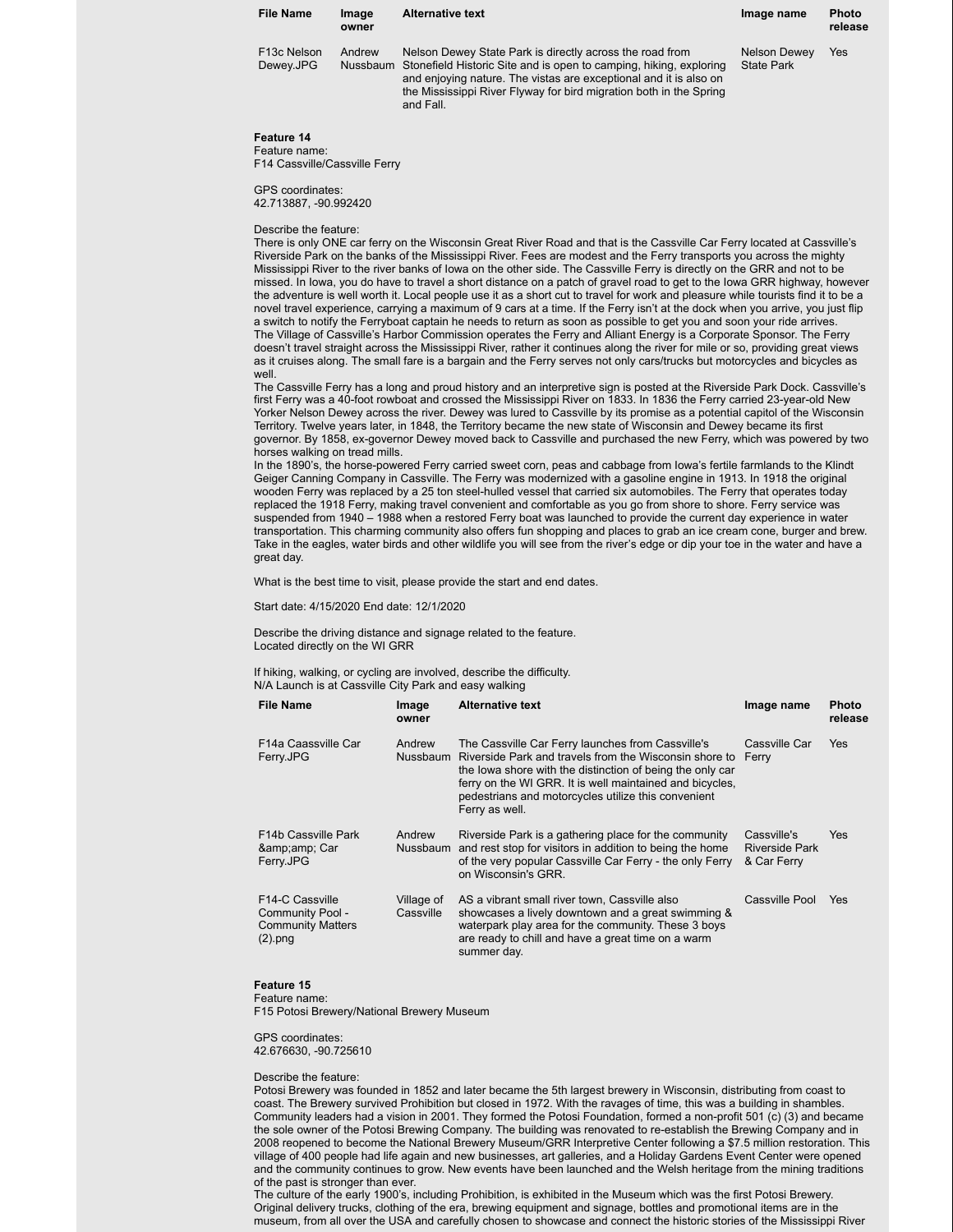| File Name | Image owner | Alternative text | Image name | Photo release |
|---|---|---|---|---|
| F13c Nelson Dewey.JPG | Andrew Nussbaum | Nelson Dewey State Park is directly across the road from Stonefield Historic Site and is open to camping, hiking, exploring and enjoying nature. The vistas are exceptional and it is also on the Mississippi River Flyway for bird migration both in the Spring and Fall. | Nelson Dewey State Park | Yes |

**Feature 14**
Feature name:
F14 Cassville/Cassville Ferry

GPS coordinates:
42.713887, -90.992420

Describe the feature:
There is only ONE car ferry on the Wisconsin Great River Road and that is the Cassville Car Ferry located at Cassville's Riverside Park on the banks of the Mississippi River. Fees are modest and the Ferry transports you across the mighty Mississippi River to the river banks of Iowa on the other side. The Cassville Ferry is directly on the GRR and not to be missed. In Iowa, you do have to travel a short distance on a patch of gravel road to get to the Iowa GRR highway, however the adventure is well worth it. Local people use it as a short cut to travel for work and pleasure while tourists find it to be a novel travel experience, carrying a maximum of 9 cars at a time. If the Ferry isn't at the dock when you arrive, you just flip a switch to notify the Ferryboat captain he needs to return as soon as possible to get you and soon your ride arrives.
The Village of Cassville's Harbor Commission operates the Ferry and Alliant Energy is a Corporate Sponsor. The Ferry doesn't travel straight across the Mississippi River, rather it continues along the river for mile or so, providing great views as it cruises along. The small fare is a bargain and the Ferry serves not only cars/trucks but motorcycles and bicycles as well.
The Cassville Ferry has a long and proud history and an interpretive sign is posted at the Riverside Park Dock. Cassville's first Ferry was a 40-foot rowboat and crossed the Mississippi River on 1833. In 1836 the Ferry carried 23-year-old New Yorker Nelson Dewey across the river. Dewey was lured to Cassville by its promise as a potential capitol of the Wisconsin Territory. Twelve years later, in 1848, the Territory became the new state of Wisconsin and Dewey became its first governor. By 1858, ex-governor Dewey moved back to Cassville and purchased the new Ferry, which was powered by two horses walking on tread mills.
In the 1890's, the horse-powered Ferry carried sweet corn, peas and cabbage from Iowa's fertile farmlands to the Klindt Geiger Canning Company in Cassville. The Ferry was modernized with a gasoline engine in 1913. In 1918 the original wooden Ferry was replaced by a 25 ton steel-hulled vessel that carried six automobiles. The Ferry that operates today replaced the 1918 Ferry, making travel convenient and comfortable as you go from shore to shore. Ferry service was suspended from 1940 – 1988 when a restored Ferry boat was launched to provide the current day experience in water transportation. This charming community also offers fun shopping and places to grab an ice cream cone, burger and brew. Take in the eagles, water birds and other wildlife you will see from the river's edge or dip your toe in the water and have a great day.

What is the best time to visit, please provide the start and end dates.

Start date: 4/15/2020 End date: 12/1/2020

Describe the driving distance and signage related to the feature.
Located directly on the WI GRR

If hiking, walking, or cycling are involved, describe the difficulty.
N/A Launch is at Cassville City Park and easy walking

| File Name | Image owner | Alternative text | Image name | Photo release |
|---|---|---|---|---|
| F14a Caassville Car Ferry.JPG | Andrew Nussbaum | The Cassville Car Ferry launches from Cassville's Riverside Park and travels from the Wisconsin shore to the Iowa shore with the distinction of being the only car ferry on the WI GRR. It is well maintained and bicycles, pedestrians and motorcycles utilize this convenient Ferry as well. | Cassville Car Ferry | Yes |
| F14b Cassville Park &amp;amp; Car Ferry.JPG | Andrew Nussbaum | Riverside Park is a gathering place for the community and rest stop for visitors in addition to being the home of the very popular Cassville Car Ferry - the only Ferry on Wisconsin's GRR. | Cassville's Riverside Park & Car Ferry | Yes |
| F14-C Cassville Community Pool - Community Matters (2).png | Village of Cassville | AS a vibrant small river town, Cassville also showcases a lively downtown and a great swimming & waterpark play area for the community. These 3 boys are ready to chill and have a great time on a warm summer day. | Cassville Pool | Yes |

**Feature 15**
Feature name:
F15 Potosi Brewery/National Brewery Museum

GPS coordinates:
42.676630, -90.725610

Describe the feature:
Potosi Brewery was founded in 1852 and later became the 5th largest brewery in Wisconsin, distributing from coast to coast. The Brewery survived Prohibition but closed in 1972. With the ravages of time, this was a building in shambles. Community leaders had a vision in 2001. They formed the Potosi Foundation, formed a non-profit 501 (c) (3) and became the sole owner of the Potosi Brewing Company. The building was renovated to re-establish the Brewing Company and in 2008 reopened to become the National Brewery Museum/GRR Interpretive Center following a $7.5 million restoration. This village of 400 people had life again and new businesses, art galleries, and a Holiday Gardens Event Center were opened and the community continues to grow. New events have been launched and the Welsh heritage from the mining traditions of the past is stronger than ever.
The culture of the early 1900's, including Prohibition, is exhibited in the Museum which was the first Potosi Brewery. Original delivery trucks, clothing of the era, brewing equipment and signage, bottles and promotional items are in the museum, from all over the USA and carefully chosen to showcase and connect the historic stories of the Mississippi River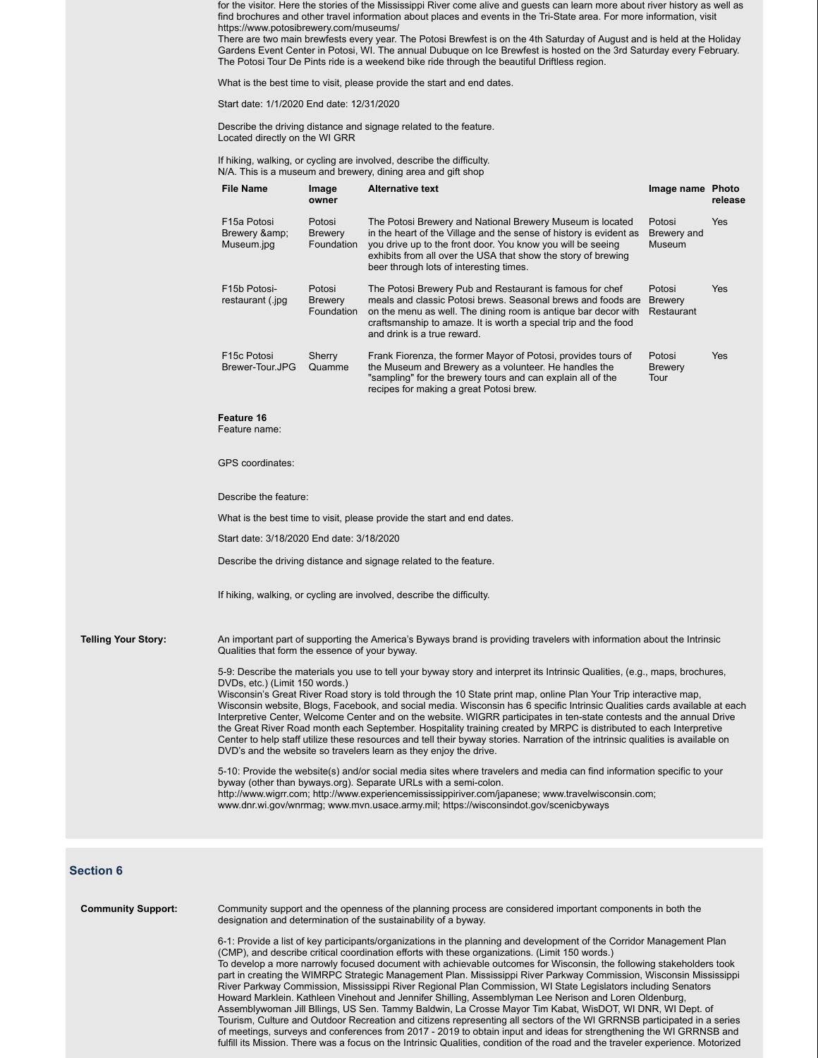for the visitor. Here the stories of the Mississippi River come alive and guests can learn more about river history as well as find brochures and other travel information about places and events in the Tri-State area. For more information, visit https://www.potosibrewery.com/museums/

There are two main brewfests every year. The Potosi Brewfest is on the 4th Saturday of August and is held at the Holiday Gardens Event Center in Potosi, WI. The annual Dubuque on Ice Brewfest is hosted on the 3rd Saturday every February. The Potosi Tour De Pints ride is a weekend bike ride through the beautiful Driftless region.

What is the best time to visit, please provide the start and end dates.

Start date: 1/1/2020 End date: 12/31/2020

Describe the driving distance and signage related to the feature.
Located directly on the WI GRR

If hiking, walking, or cycling are involved, describe the difficulty.
N/A. This is a museum and brewery, dining area and gift shop

| File Name | Image owner | Alternative text | Image name | Photo release |
|---|---|---|---|---|
| F15a Potosi Brewery &amp; Museum.jpg | Potosi Brewery Foundation | The Potosi Brewery and National Brewery Museum is located in the heart of the Village and the sense of history is evident as you drive up to the front door. You know you will be seeing exhibits from all over the USA that show the story of brewing beer through lots of interesting times. | Potosi Brewery and Museum | Yes |
| F15b Potosi-restaurant (.jpg | Potosi Brewery Foundation | The Potosi Brewery Pub and Restaurant is famous for chef meals and classic Potosi brews. Seasonal brews and foods are on the menu as well. The dining room is antique bar decor with craftsmanship to amaze. It is worth a special trip and the food and drink is a true reward. | Potosi Brewery Restaurant | Yes |
| F15c Potosi Brewer-Tour.JPG | Sherry Quamme | Frank Fiorenza, the former Mayor of Potosi, provides tours of the Museum and Brewery as a volunteer. He handles the "sampling" for the brewery tours and can explain all of the recipes for making a great Potosi brew. | Potosi Brewery Tour | Yes |

**Feature 16**
Feature name:

GPS coordinates:

Describe the feature:

What is the best time to visit, please provide the start and end dates.

Start date: 3/18/2020 End date: 3/18/2020

Describe the driving distance and signage related to the feature.

If hiking, walking, or cycling are involved, describe the difficulty.

**Telling Your Story:**

An important part of supporting the America's Byways brand is providing travelers with information about the Intrinsic Qualities that form the essence of your byway.

5-9: Describe the materials you use to tell your byway story and interpret its Intrinsic Qualities, (e.g., maps, brochures, DVDs, etc.) (Limit 150 words.)
Wisconsin's Great River Road story is told through the 10 State print map, online Plan Your Trip interactive map, Wisconsin website, Blogs, Facebook, and social media. Wisconsin has 6 specific Intrinsic Qualities cards available at each Interpretive Center, Welcome Center and on the website. WIGRR participates in ten-state contests and the annual Drive the Great River Road month each September. Hospitality training created by MRPC is distributed to each Interpretive Center to help staff utilize these resources and tell their byway stories. Narration of the intrinsic qualities is available on DVD's and the website so travelers learn as they enjoy the drive.

5-10: Provide the website(s) and/or social media sites where travelers and media can find information specific to your byway (other than byways.org). Separate URLs with a semi-colon.
http://www.wigrr.com; http://www.experiencemississippiriver.com/japanese; www.travelwisconsin.com; www.dnr.wi.gov/wnrmag; www.mvn.usace.army.mil; https://wisconsindot.gov/scenicbyways

## Section 6

**Community Support:**

Community support and the openness of the planning process are considered important components in both the designation and determination of the sustainability of a byway.

6-1: Provide a list of key participants/organizations in the planning and development of the Corridor Management Plan (CMP), and describe critical coordination efforts with these organizations. (Limit 150 words.)
To develop a more narrowly focused document with achievable outcomes for Wisconsin, the following stakeholders took part in creating the WIMRPC Strategic Management Plan. Mississippi River Parkway Commission, Wisconsin Mississippi River Parkway Commission, Mississippi River Regional Plan Commission, WI State Legislators including Senators Howard Marklein. Kathleen Vinehout and Jennifer Shilling, Assemblyman Lee Nerison and Loren Oldenburg, Assemblywoman Jill Bllings, US Sen. Tammy Baldwin, La Crosse Mayor Tim Kabat, WisDOT, WI DNR, WI Dept. of Tourism, Culture and Outdoor Recreation and citizens representing all sectors of the WI GRRNSB participated in a series of meetings, surveys and conferences from 2017 - 2019 to obtain input and ideas for strengthening the WI GRRNSB and fulfill its Mission. There was a focus on the Intrinsic Qualities, condition of the road and the traveler experience. Motorized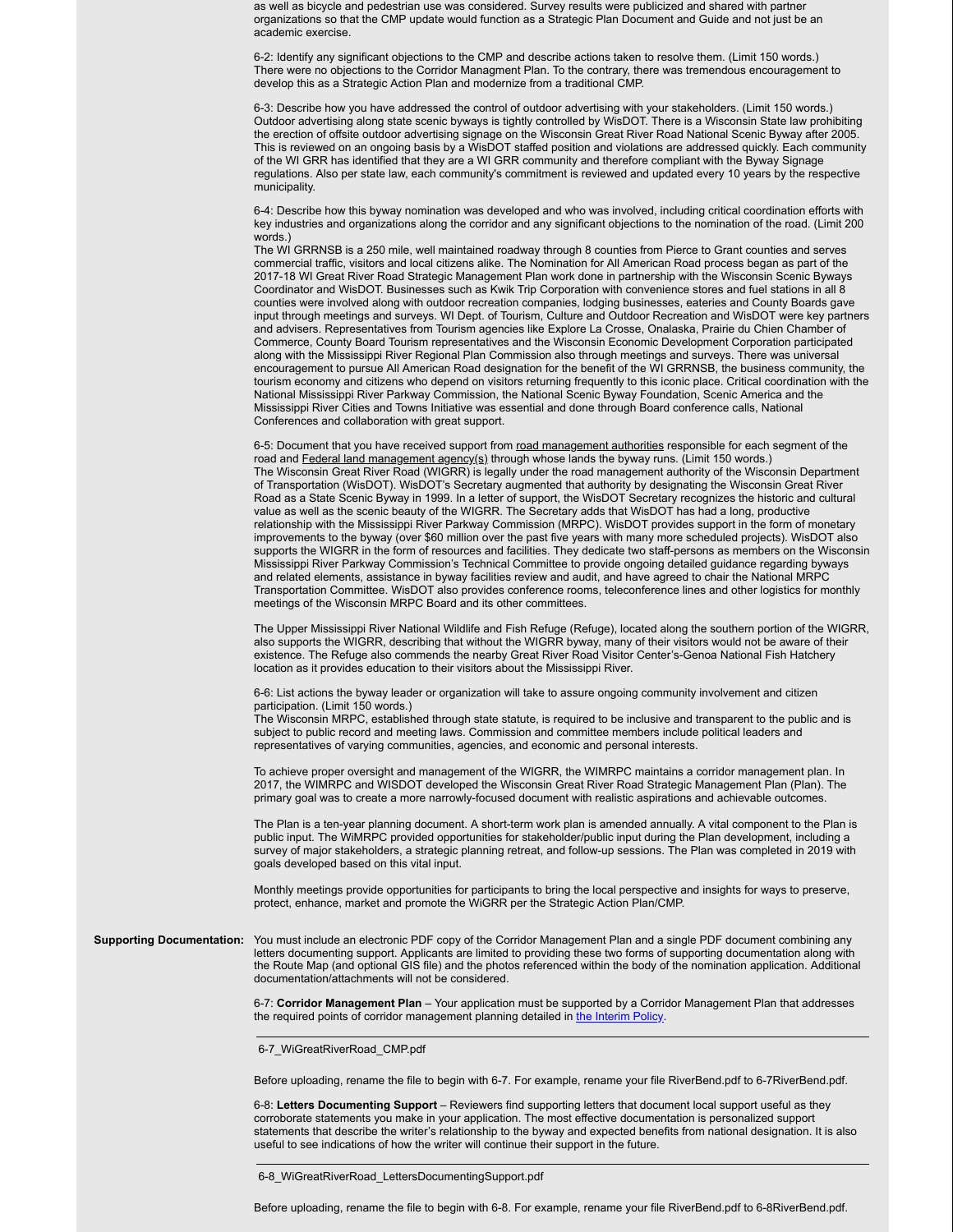as well as bicycle and pedestrian use was considered. Survey results were publicized and shared with partner organizations so that the CMP update would function as a Strategic Plan Document and Guide and not just be an academic exercise.

6-2: Identify any significant objections to the CMP and describe actions taken to resolve them. (Limit 150 words.)
There were no objections to the Corridor Managment Plan. To the contrary, there was tremendous encouragement to develop this as a Strategic Action Plan and modernize from a traditional CMP.

6-3: Describe how you have addressed the control of outdoor advertising with your stakeholders. (Limit 150 words.)
Outdoor advertising along state scenic byways is tightly controlled by WisDOT. There is a Wisconsin State law prohibiting the erection of offsite outdoor advertising signage on the Wisconsin Great River Road National Scenic Byway after 2005. This is reviewed on an ongoing basis by a WisDOT staffed position and violations are addressed quickly. Each community of the WI GRR has identified that they are a WI GRR community and therefore compliant with the Byway Signage regulations. Also per state law, each community's commitment is reviewed and updated every 10 years by the respective municipality.

6-4: Describe how this byway nomination was developed and who was involved, including critical coordination efforts with key industries and organizations along the corridor and any significant objections to the nomination of the road. (Limit 200 words.)
The WI GRRNSB is a 250 mile, well maintained roadway through 8 counties from Pierce to Grant counties and serves commercial traffic, visitors and local citizens alike. The Nomination for All American Road process began as part of the 2017-18 WI Great River Road Strategic Management Plan work done in partnership with the Wisconsin Scenic Byways Coordinator and WisDOT. Businesses such as Kwik Trip Corporation with convenience stores and fuel stations in all 8 counties were involved along with outdoor recreation companies, lodging businesses, eateries and County Boards gave input through meetings and surveys. WI Dept. of Tourism, Culture and Outdoor Recreation and WisDOT were key partners and advisers. Representatives from Tourism agencies like Explore La Crosse, Onalaska, Prairie du Chien Chamber of Commerce, County Board Tourism representatives and the Wisconsin Economic Development Corporation participated along with the Mississippi River Regional Plan Commission also through meetings and surveys. There was universal encouragement to pursue All American Road designation for the benefit of the WI GRRNSB, the business community, the tourism economy and citizens who depend on visitors returning frequently to this iconic place. Critical coordination with the National Mississippi River Parkway Commission, the National Scenic Byway Foundation, Scenic America and the Mississippi River Cities and Towns Initiative was essential and done through Board conference calls, National Conferences and collaboration with great support.

6-5: Document that you have received support from road management authorities responsible for each segment of the road and Federal land management agency(s) through whose lands the byway runs. (Limit 150 words.)
The Wisconsin Great River Road (WIGRR) is legally under the road management authority of the Wisconsin Department of Transportation (WisDOT). WisDOT's Secretary augmented that authority by designating the Wisconsin Great River Road as a State Scenic Byway in 1999. In a letter of support, the WisDOT Secretary recognizes the historic and cultural value as well as the scenic beauty of the WIGRR. The Secretary adds that WisDOT has had a long, productive relationship with the Mississippi River Parkway Commission (MRPC). WisDOT provides support in the form of monetary improvements to the byway (over $60 million over the past five years with many more scheduled projects). WisDOT also supports the WIGRR in the form of resources and facilities. They dedicate two staff-persons as members on the Wisconsin Mississippi River Parkway Commission's Technical Committee to provide ongoing detailed guidance regarding byways and related elements, assistance in byway facilities review and audit, and have agreed to chair the National MRPC Transportation Committee. WisDOT also provides conference rooms, teleconference lines and other logistics for monthly meetings of the Wisconsin MRPC Board and its other committees.

The Upper Mississippi River National Wildlife and Fish Refuge (Refuge), located along the southern portion of the WIGRR, also supports the WIGRR, describing that without the WIGRR byway, many of their visitors would not be aware of their existence. The Refuge also commends the nearby Great River Road Visitor Center's-Genoa National Fish Hatchery location as it provides education to their visitors about the Mississippi River.

6-6: List actions the byway leader or organization will take to assure ongoing community involvement and citizen participation. (Limit 150 words.)
The Wisconsin MRPC, established through state statute, is required to be inclusive and transparent to the public and is subject to public record and meeting laws. Commission and committee members include political leaders and representatives of varying communities, agencies, and economic and personal interests.

To achieve proper oversight and management of the WIGRR, the WIMRPC maintains a corridor management plan. In 2017, the WIMRPC and WISDOT developed the Wisconsin Great River Road Strategic Management Plan (Plan). The primary goal was to create a more narrowly-focused document with realistic aspirations and achievable outcomes.

The Plan is a ten-year planning document. A short-term work plan is amended annually. A vital component to the Plan is public input. The WiMRPC provided opportunities for stakeholder/public input during the Plan development, including a survey of major stakeholders, a strategic planning retreat, and follow-up sessions. The Plan was completed in 2019 with goals developed based on this vital input.

Monthly meetings provide opportunities for participants to bring the local perspective and insights for ways to preserve, protect, enhance, market and promote the WiGRR per the Strategic Action Plan/CMP.

**Supporting Documentation:** You must include an electronic PDF copy of the Corridor Management Plan and a single PDF document combining any letters documenting support. Applicants are limited to providing these two forms of supporting documentation along with the Route Map (and optional GIS file) and the photos referenced within the body of the nomination application. Additional documentation/attachments will not be considered.

6-7: **Corridor Management Plan** – Your application must be supported by a Corridor Management Plan that addresses the required points of corridor management planning detailed in the Interim Policy.

6-7_WiGreatRiverRoad_CMP.pdf

Before uploading, rename the file to begin with 6-7. For example, rename your file RiverBend.pdf to 6-7RiverBend.pdf.

6-8: **Letters Documenting Support** – Reviewers find supporting letters that document local support useful as they corroborate statements you make in your application. The most effective documentation is personalized support statements that describe the writer's relationship to the byway and expected benefits from national designation. It is also useful to see indications of how the writer will continue their support in the future.

6-8_WiGreatRiverRoad_LettersDocumentingSupport.pdf

Before uploading, rename the file to begin with 6-8. For example, rename your file RiverBend.pdf to 6-8RiverBend.pdf.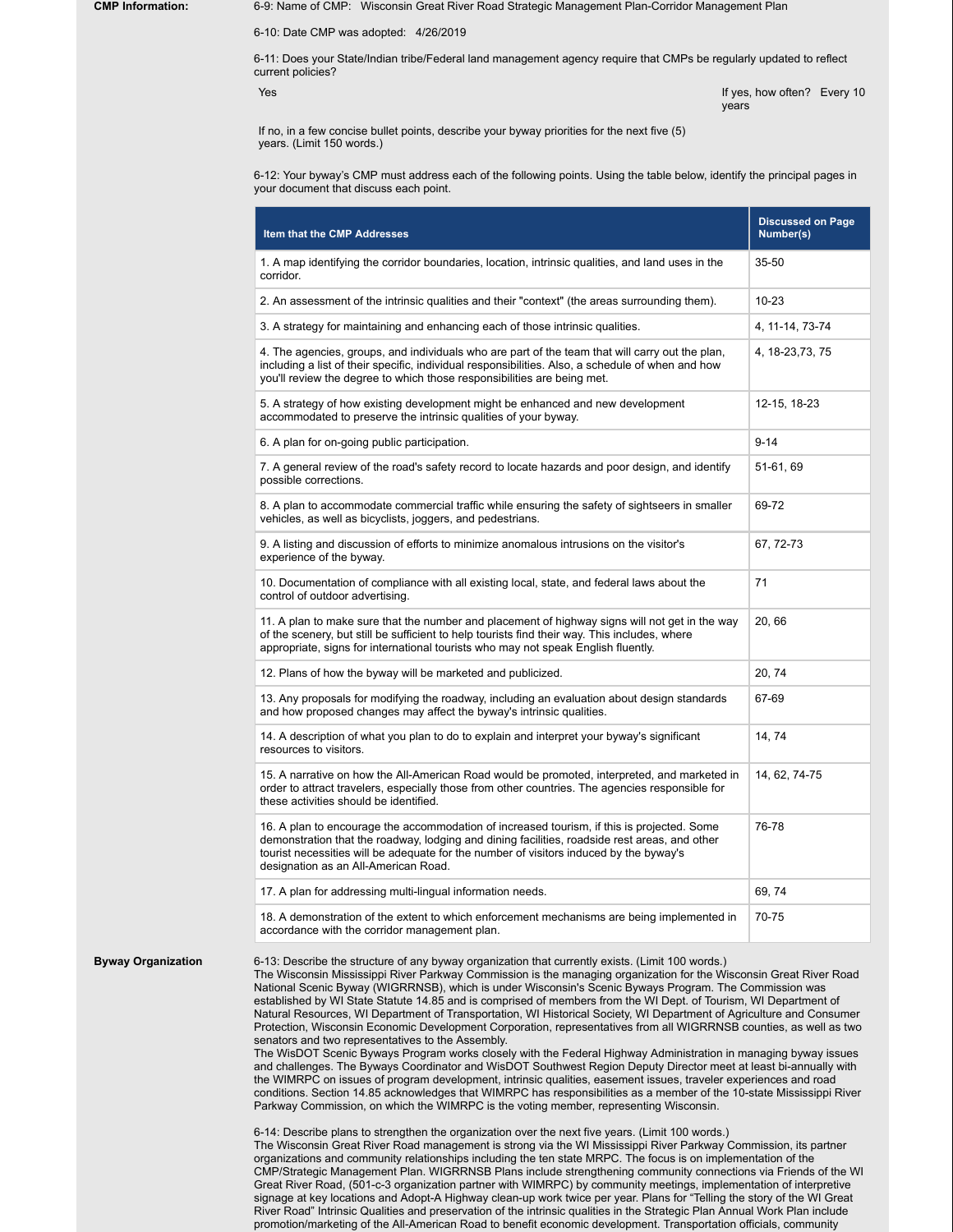**CMP Information:**

6-9: Name of CMP: Wisconsin Great River Road Strategic Management Plan-Corridor Management Plan

6-10: Date CMP was adopted: 4/26/2019

6-11: Does your State/Indian tribe/Federal land management agency require that CMPs be regularly updated to reflect current policies?

Yes

If yes, how often? Every 10 years

If no, in a few concise bullet points, describe your byway priorities for the next five (5) years. (Limit 150 words.)

6-12: Your byway's CMP must address each of the following points. Using the table below, identify the principal pages in your document that discuss each point.

| Item that the CMP Addresses | Discussed on Page Number(s) |
|---|---|
| 1. A map identifying the corridor boundaries, location, intrinsic qualities, and land uses in the corridor. | 35-50 |
| 2. An assessment of the intrinsic qualities and their "context" (the areas surrounding them). | 10-23 |
| 3. A strategy for maintaining and enhancing each of those intrinsic qualities. | 4, 11-14, 73-74 |
| 4. The agencies, groups, and individuals who are part of the team that will carry out the plan, including a list of their specific, individual responsibilities. Also, a schedule of when and how you'll review the degree to which those responsibilities are being met. | 4, 18-23,73, 75 |
| 5. A strategy of how existing development might be enhanced and new development accommodated to preserve the intrinsic qualities of your byway. | 12-15, 18-23 |
| 6. A plan for on-going public participation. | 9-14 |
| 7. A general review of the road's safety record to locate hazards and poor design, and identify possible corrections. | 51-61, 69 |
| 8. A plan to accommodate commercial traffic while ensuring the safety of sightseers in smaller vehicles, as well as bicyclists, joggers, and pedestrians. | 69-72 |
| 9. A listing and discussion of efforts to minimize anomalous intrusions on the visitor's experience of the byway. | 67, 72-73 |
| 10. Documentation of compliance with all existing local, state, and federal laws about the control of outdoor advertising. | 71 |
| 11. A plan to make sure that the number and placement of highway signs will not get in the way of the scenery, but still be sufficient to help tourists find their way. This includes, where appropriate, signs for international tourists who may not speak English fluently. | 20, 66 |
| 12. Plans of how the byway will be marketed and publicized. | 20, 74 |
| 13. Any proposals for modifying the roadway, including an evaluation about design standards and how proposed changes may affect the byway's intrinsic qualities. | 67-69 |
| 14. A description of what you plan to do to explain and interpret your byway's significant resources to visitors. | 14, 74 |
| 15. A narrative on how the All-American Road would be promoted, interpreted, and marketed in order to attract travelers, especially those from other countries. The agencies responsible for these activities should be identified. | 14, 62, 74-75 |
| 16. A plan to encourage the accommodation of increased tourism, if this is projected. Some demonstration that the roadway, lodging and dining facilities, roadside rest areas, and other tourist necessities will be adequate for the number of visitors induced by the byway's designation as an All-American Road. | 76-78 |
| 17. A plan for addressing multi-lingual information needs. | 69, 74 |
| 18. A demonstration of the extent to which enforcement mechanisms are being implemented in accordance with the corridor management plan. | 70-75 |

**Byway Organization**

6-13: Describe the structure of any byway organization that currently exists. (Limit 100 words.)
The Wisconsin Mississippi River Parkway Commission is the managing organization for the Wisconsin Great River Road National Scenic Byway (WIGRRNSB), which is under Wisconsin's Scenic Byways Program. The Commission was established by WI State Statute 14.85 and is comprised of members from the WI Dept. of Tourism, WI Department of Natural Resources, WI Department of Transportation, WI Historical Society, WI Department of Agriculture and Consumer Protection, Wisconsin Economic Development Corporation, representatives from all WIGRRNSB counties, as well as two senators and two representatives to the Assembly.
The WisDOT Scenic Byways Program works closely with the Federal Highway Administration in managing byway issues and challenges. The Byways Coordinator and WisDOT Southwest Region Deputy Director meet at least bi-annually with the WIMRPC on issues of program development, intrinsic qualities, easement issues, traveler experiences and road conditions. Section 14.85 acknowledges that WIMRPC has responsibilities as a member of the 10-state Mississippi River Parkway Commission, on which the WIMRPC is the voting member, representing Wisconsin.

6-14: Describe plans to strengthen the organization over the next five years. (Limit 100 words.)
The Wisconsin Great River Road management is strong via the WI Mississippi River Parkway Commission, its partner organizations and community relationships including the ten state MRPC. The focus is on implementation of the CMP/Strategic Management Plan. WIGRRNSB Plans include strengthening community connections via Friends of the WI Great River Road, (501-c-3 organization partner with WIMRPC) by community meetings, implementation of interpretive signage at key locations and Adopt-A Highway clean-up work twice per year. Plans for "Telling the story of the WI Great River Road" Intrinsic Qualities and preservation of the intrinsic qualities in the Strategic Plan Annual Work Plan include promotion/marketing of the All-American Road to benefit economic development. Transportation officials, community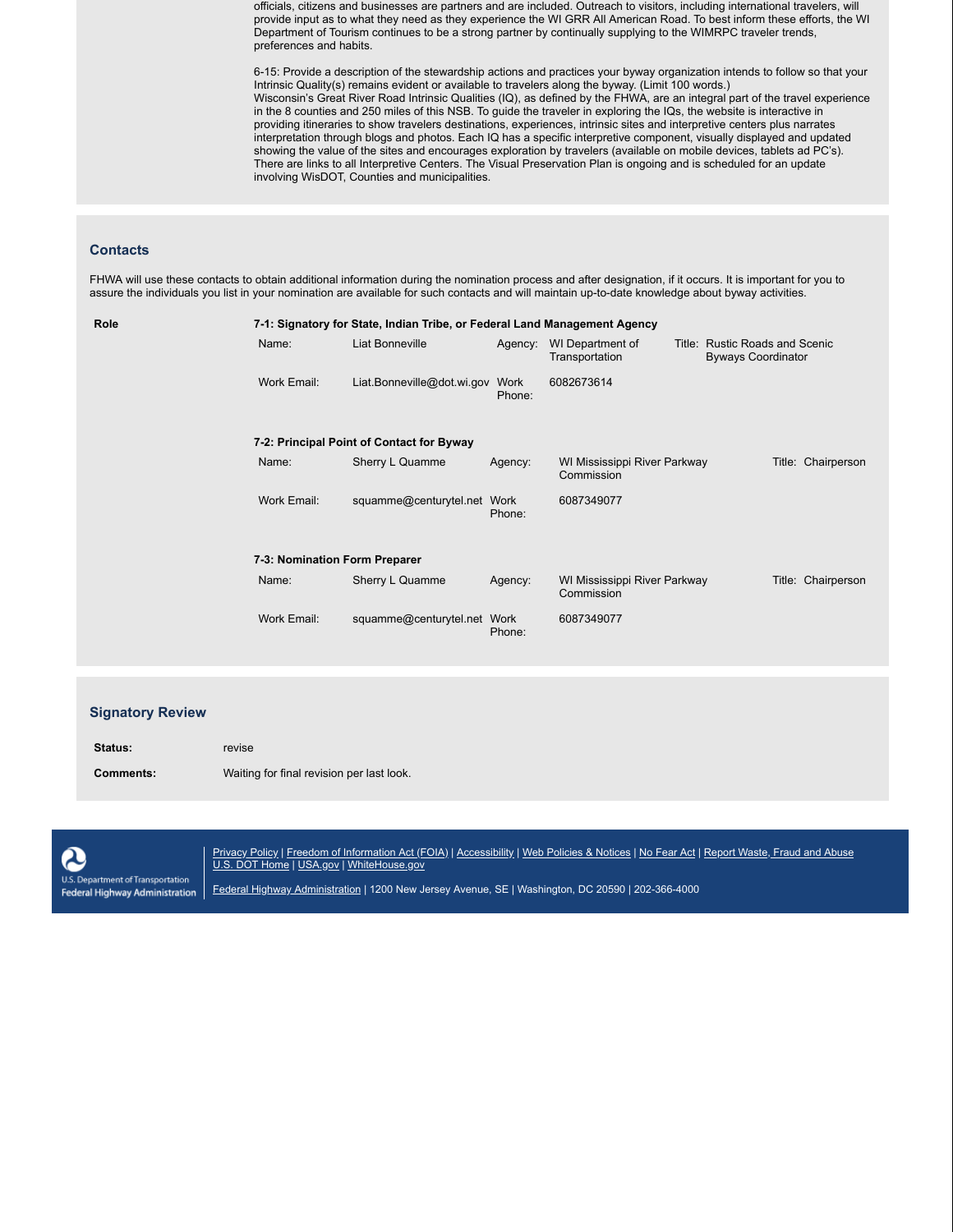officials, citizens and businesses are partners and are included. Outreach to visitors, including international travelers, will provide input as to what they need as they experience the WI GRR All American Road. To best inform these efforts, the WI Department of Tourism continues to be a strong partner by continually supplying to the WIMRPC traveler trends, preferences and habits.

6-15: Provide a description of the stewardship actions and practices your byway organization intends to follow so that your Intrinsic Quality(s) remains evident or available to travelers along the byway. (Limit 100 words.)
Wisconsin's Great River Road Intrinsic Qualities (IQ), as defined by the FHWA, are an integral part of the travel experience in the 8 counties and 250 miles of this NSB. To guide the traveler in exploring the IQs, the website is interactive in providing itineraries to show travelers destinations, experiences, intrinsic sites and interpretive centers plus narrates interpretation through blogs and photos. Each IQ has a specific interpretive component, visually displayed and updated showing the value of the sites and encourages exploration by travelers (available on mobile devices, tablets ad PC's). There are links to all Interpretive Centers. The Visual Preservation Plan is ongoing and is scheduled for an update involving WisDOT, Counties and municipalities.

## Contacts

FHWA will use these contacts to obtain additional information during the nomination process and after designation, if it occurs. It is important for you to assure the individuals you list in your nomination are available for such contacts and will maintain up-to-date knowledge about byway activities.

**Role**

**7-1: Signatory for State, Indian Tribe, or Federal Land Management Agency**

| | | | | | |
|---|---|---|---|---|---|
| Name: | Liat Bonneville | Agency: | WI Department of Transportation | Title: | Rustic Roads and Scenic Byways Coordinator |
| Work Email: | Liat.Bonneville@dot.wi.gov | Work Phone: | 6082673614 | | |

**7-2: Principal Point of Contact for Byway**

| | | | | | |
|---|---|---|---|---|---|
| Name: | Sherry L Quamme | Agency: | WI Mississippi River Parkway Commission | Title: | Chairperson |
| Work Email: | squamme@centurytel.net | Work Phone: | 6087349077 | | |

**7-3: Nomination Form Preparer**

| | | | | | |
|---|---|---|---|---|---|
| Name: | Sherry L Quamme | Agency: | WI Mississippi River Parkway Commission | Title: | Chairperson |
| Work Email: | squamme@centurytel.net | Work Phone: | 6087349077 | | |

## Signatory Review

**Status:** revise

**Comments:** Waiting for final revision per last look.

U.S. Department of Transportation
Federal Highway Administration

Privacy Policy | Freedom of Information Act (FOIA) | Accessibility | Web Policies & Notices | No Fear Act | Report Waste, Fraud and Abuse
U.S. DOT Home | USA.gov | WhiteHouse.gov

Federal Highway Administration | 1200 New Jersey Avenue, SE | Washington, DC 20590 | 202-366-4000